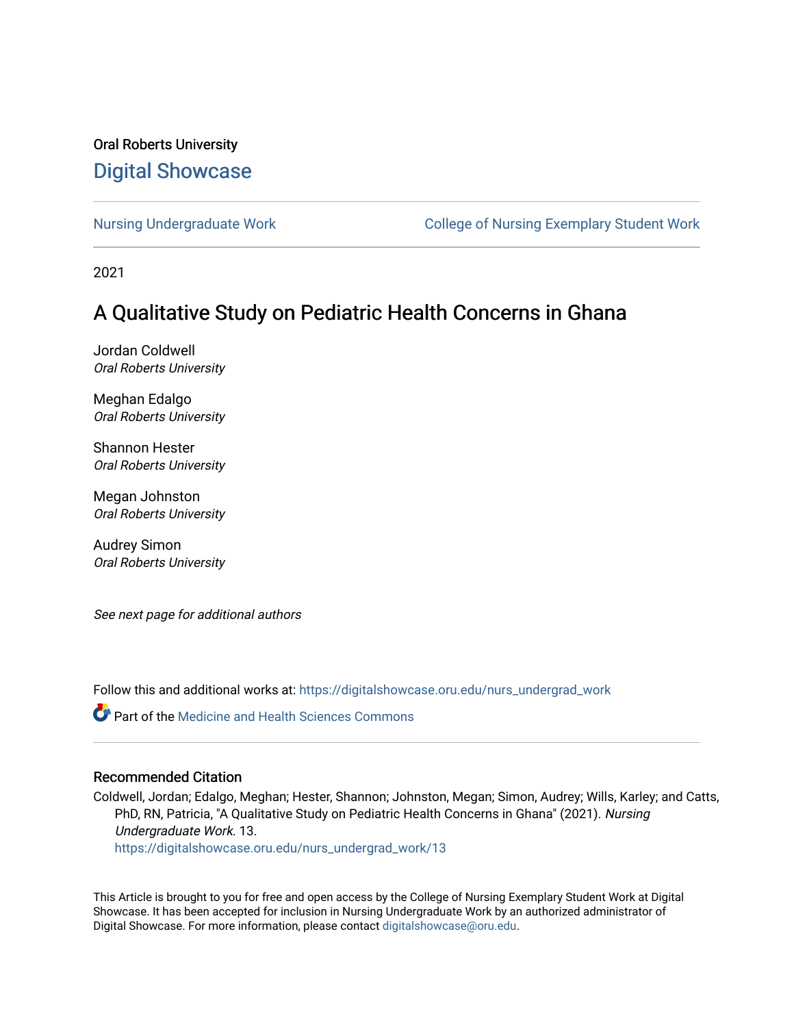Oral Roberts University

## Digital Showcase

Nursing Undergraduate Work | College of Nursing Exemplary Student Work

2021

# A Qualitative Study on Pediatric Health Concerns in Ghana

Jordan Coldwell
*Oral Roberts University*

Meghan Edalgo
*Oral Roberts University*

Shannon Hester
*Oral Roberts University*

Megan Johnston
*Oral Roberts University*

Audrey Simon
*Oral Roberts University*

*See next page for additional authors*

Follow this and additional works at: https://digitalshowcase.oru.edu/nurs_undergrad_work

Part of the Medicine and Health Sciences Commons

### Recommended Citation

Coldwell, Jordan; Edalgo, Meghan; Hester, Shannon; Johnston, Megan; Simon, Audrey; Wills, Karley; and Catts, PhD, RN, Patricia, "A Qualitative Study on Pediatric Health Concerns in Ghana" (2021). *Nursing Undergraduate Work*. 13.
https://digitalshowcase.oru.edu/nurs_undergrad_work/13

This Article is brought to you for free and open access by the College of Nursing Exemplary Student Work at Digital Showcase. It has been accepted for inclusion in Nursing Undergraduate Work by an authorized administrator of Digital Showcase. For more information, please contact digitalshowcase@oru.edu.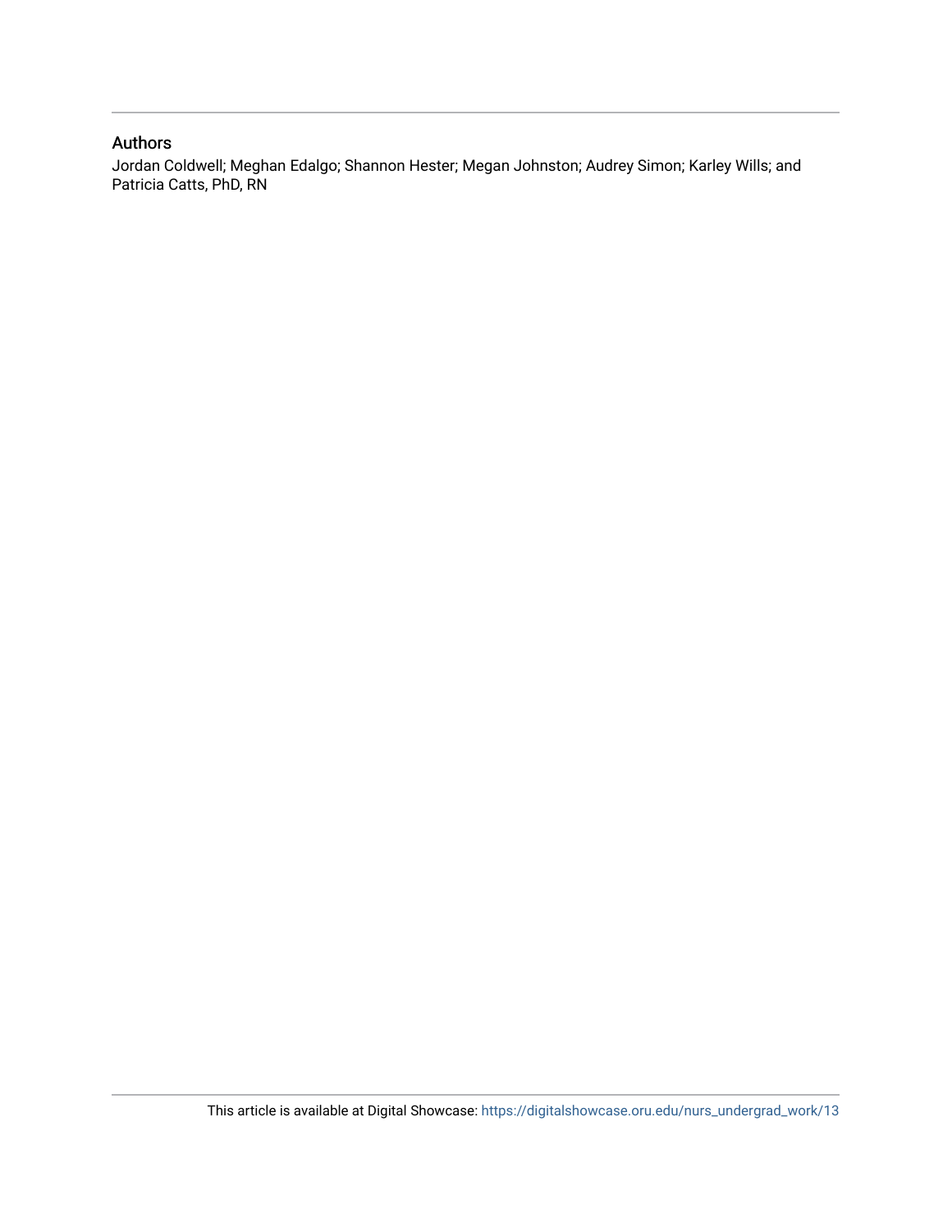## Authors

Jordan Coldwell; Meghan Edalgo; Shannon Hester; Megan Johnston; Audrey Simon; Karley Wills; and Patricia Catts, PhD, RN

This article is available at Digital Showcase: https://digitalshowcase.oru.edu/nurs_undergrad_work/13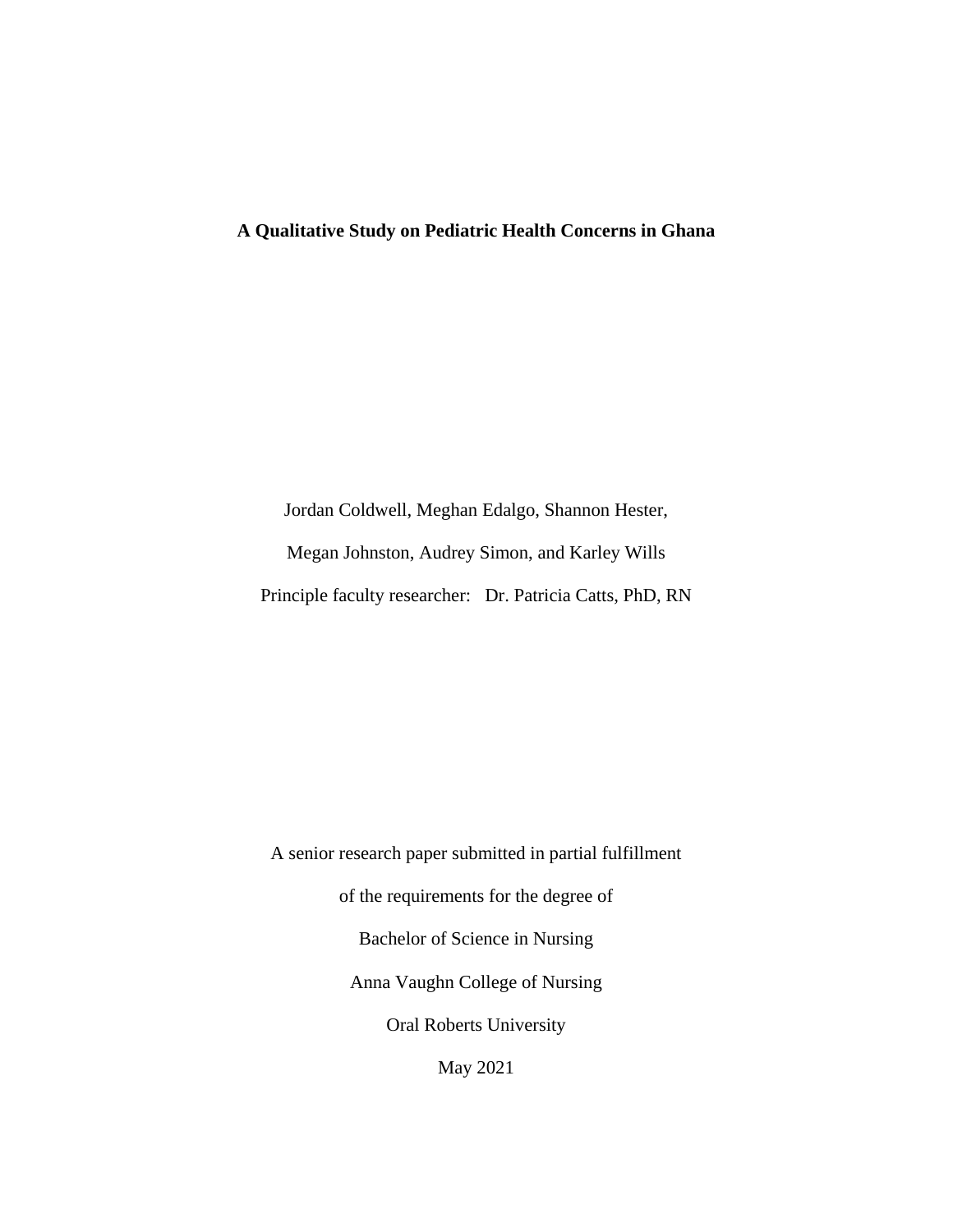**A Qualitative Study on Pediatric Health Concerns in Ghana**

Jordan Coldwell, Meghan Edalgo, Shannon Hester,

Megan Johnston, Audrey Simon, and Karley Wills

Principle faculty researcher: Dr. Patricia Catts, PhD, RN

A senior research paper submitted in partial fulfillment

of the requirements for the degree of

Bachelor of Science in Nursing

Anna Vaughn College of Nursing

Oral Roberts University

May 2021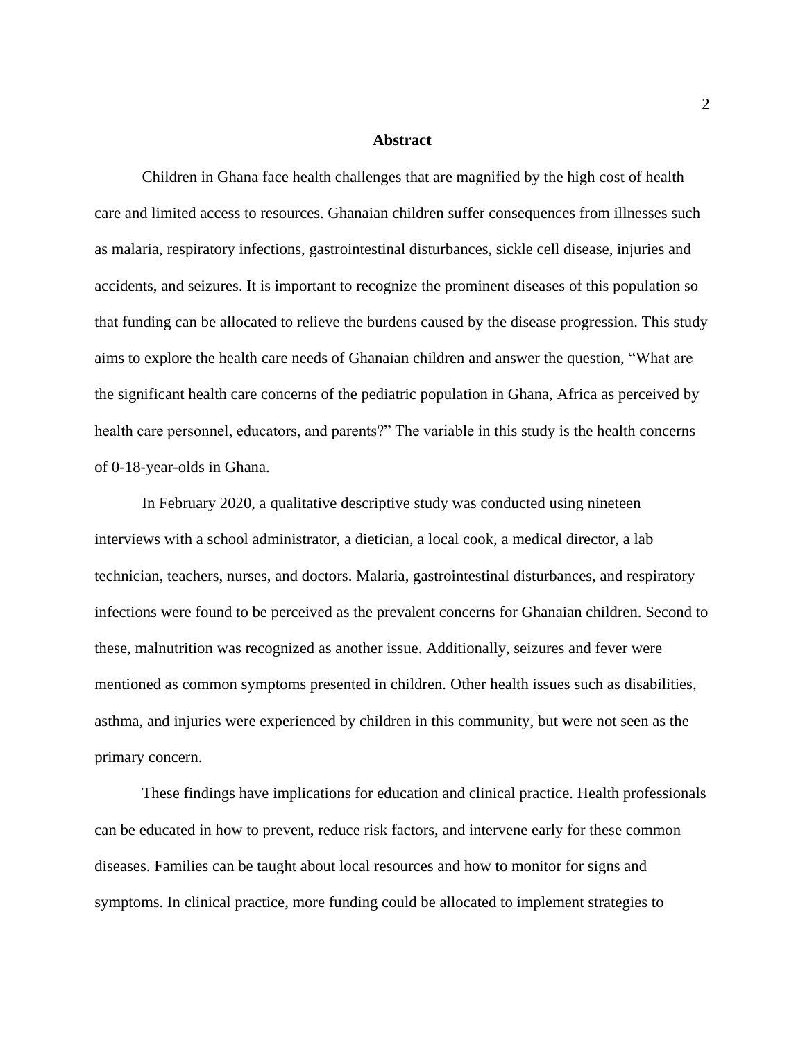## Abstract

Children in Ghana face health challenges that are magnified by the high cost of health care and limited access to resources. Ghanaian children suffer consequences from illnesses such as malaria, respiratory infections, gastrointestinal disturbances, sickle cell disease, injuries and accidents, and seizures. It is important to recognize the prominent diseases of this population so that funding can be allocated to relieve the burdens caused by the disease progression. This study aims to explore the health care needs of Ghanaian children and answer the question, "What are the significant health care concerns of the pediatric population in Ghana, Africa as perceived by health care personnel, educators, and parents?" The variable in this study is the health concerns of 0-18-year-olds in Ghana.

In February 2020, a qualitative descriptive study was conducted using nineteen interviews with a school administrator, a dietician, a local cook, a medical director, a lab technician, teachers, nurses, and doctors. Malaria, gastrointestinal disturbances, and respiratory infections were found to be perceived as the prevalent concerns for Ghanaian children. Second to these, malnutrition was recognized as another issue. Additionally, seizures and fever were mentioned as common symptoms presented in children. Other health issues such as disabilities, asthma, and injuries were experienced by children in this community, but were not seen as the primary concern.

These findings have implications for education and clinical practice. Health professionals can be educated in how to prevent, reduce risk factors, and intervene early for these common diseases. Families can be taught about local resources and how to monitor for signs and symptoms. In clinical practice, more funding could be allocated to implement strategies to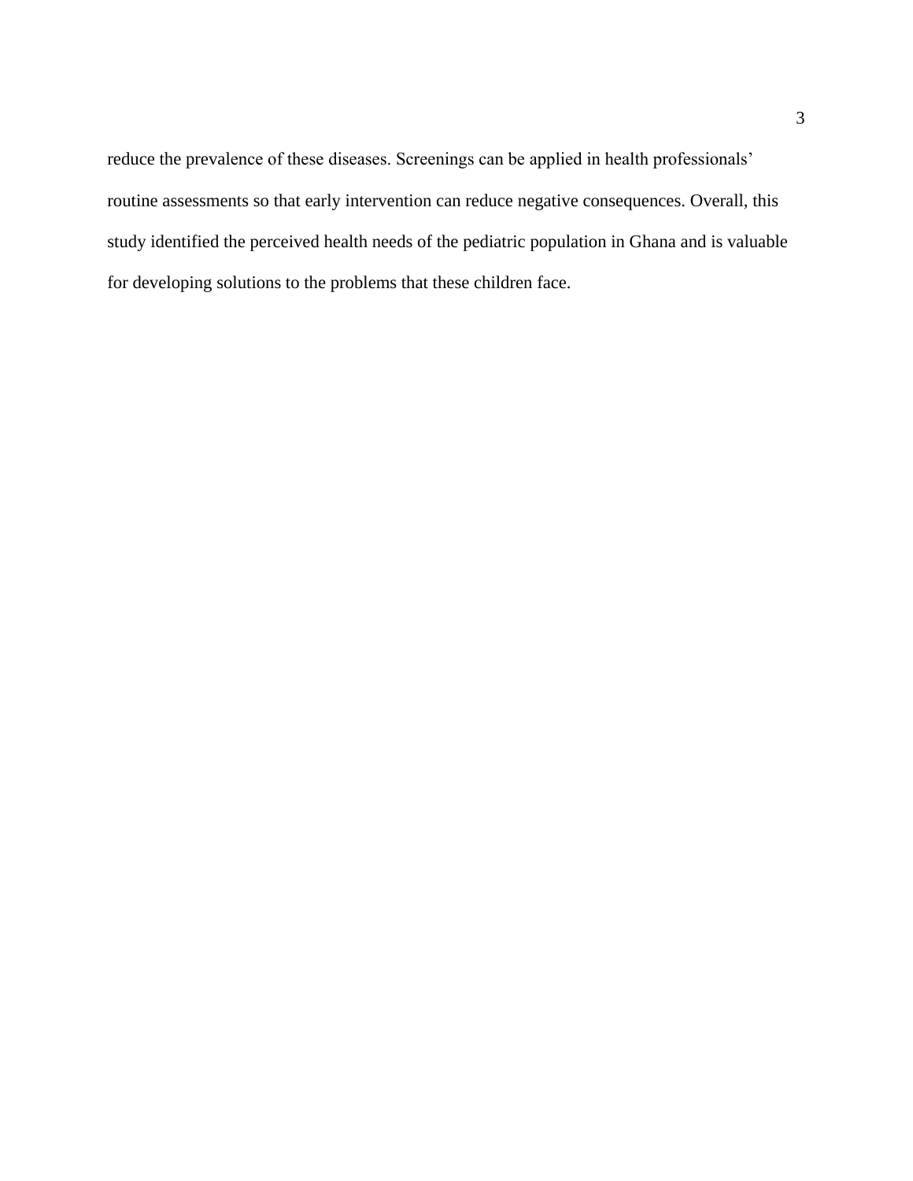reduce the prevalence of these diseases. Screenings can be applied in health professionals' routine assessments so that early intervention can reduce negative consequences. Overall, this study identified the perceived health needs of the pediatric population in Ghana and is valuable for developing solutions to the problems that these children face.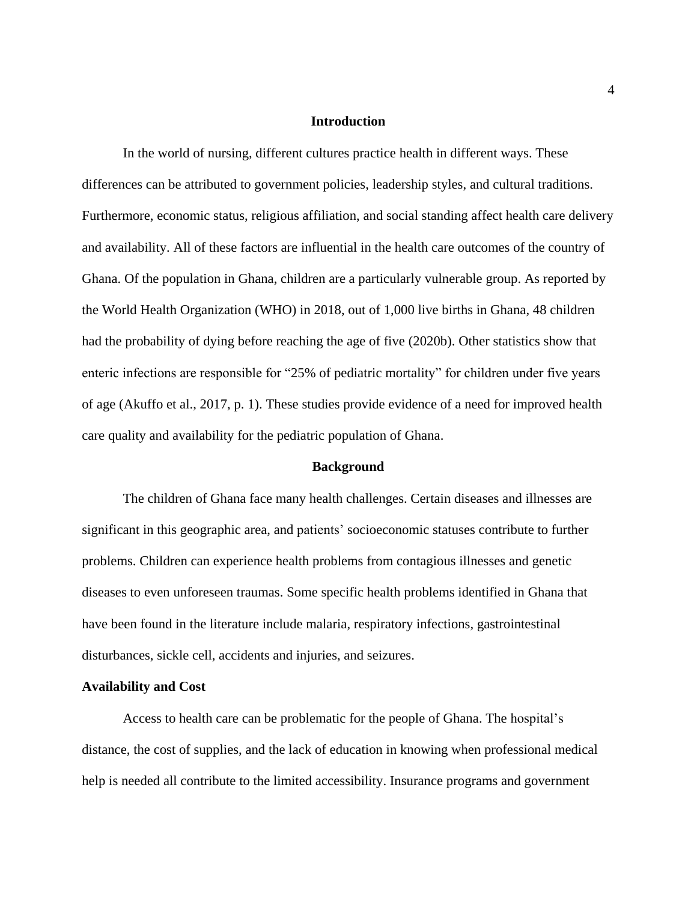# Introduction

In the world of nursing, different cultures practice health in different ways. These differences can be attributed to government policies, leadership styles, and cultural traditions. Furthermore, economic status, religious affiliation, and social standing affect health care delivery and availability. All of these factors are influential in the health care outcomes of the country of Ghana. Of the population in Ghana, children are a particularly vulnerable group. As reported by the World Health Organization (WHO) in 2018, out of 1,000 live births in Ghana, 48 children had the probability of dying before reaching the age of five (2020b). Other statistics show that enteric infections are responsible for "25% of pediatric mortality" for children under five years of age (Akuffo et al., 2017, p. 1). These studies provide evidence of a need for improved health care quality and availability for the pediatric population of Ghana.

# Background

The children of Ghana face many health challenges. Certain diseases and illnesses are significant in this geographic area, and patients' socioeconomic statuses contribute to further problems. Children can experience health problems from contagious illnesses and genetic diseases to even unforeseen traumas. Some specific health problems identified in Ghana that have been found in the literature include malaria, respiratory infections, gastrointestinal disturbances, sickle cell, accidents and injuries, and seizures.

## Availability and Cost

Access to health care can be problematic for the people of Ghana. The hospital's distance, the cost of supplies, and the lack of education in knowing when professional medical help is needed all contribute to the limited accessibility. Insurance programs and government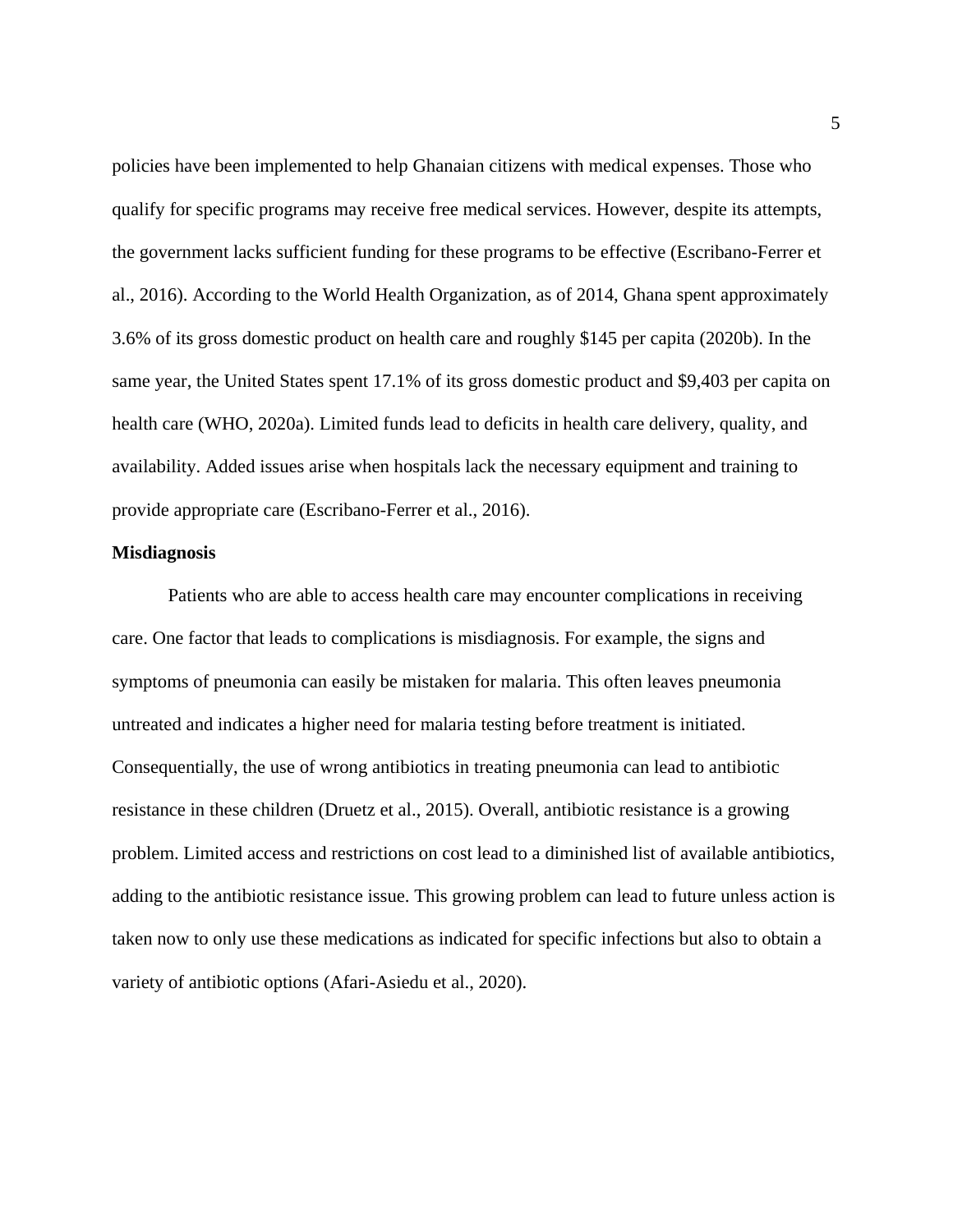policies have been implemented to help Ghanaian citizens with medical expenses. Those who qualify for specific programs may receive free medical services. However, despite its attempts, the government lacks sufficient funding for these programs to be effective (Escribano-Ferrer et al., 2016). According to the World Health Organization, as of 2014, Ghana spent approximately 3.6% of its gross domestic product on health care and roughly $145 per capita (2020b). In the same year, the United States spent 17.1% of its gross domestic product and $9,403 per capita on health care (WHO, 2020a). Limited funds lead to deficits in health care delivery, quality, and availability. Added issues arise when hospitals lack the necessary equipment and training to provide appropriate care (Escribano-Ferrer et al., 2016).

**Misdiagnosis**

Patients who are able to access health care may encounter complications in receiving care. One factor that leads to complications is misdiagnosis. For example, the signs and symptoms of pneumonia can easily be mistaken for malaria. This often leaves pneumonia untreated and indicates a higher need for malaria testing before treatment is initiated. Consequentially, the use of wrong antibiotics in treating pneumonia can lead to antibiotic resistance in these children (Druetz et al., 2015). Overall, antibiotic resistance is a growing problem. Limited access and restrictions on cost lead to a diminished list of available antibiotics, adding to the antibiotic resistance issue. This growing problem can lead to future unless action is taken now to only use these medications as indicated for specific infections but also to obtain a variety of antibiotic options (Afari-Asiedu et al., 2020).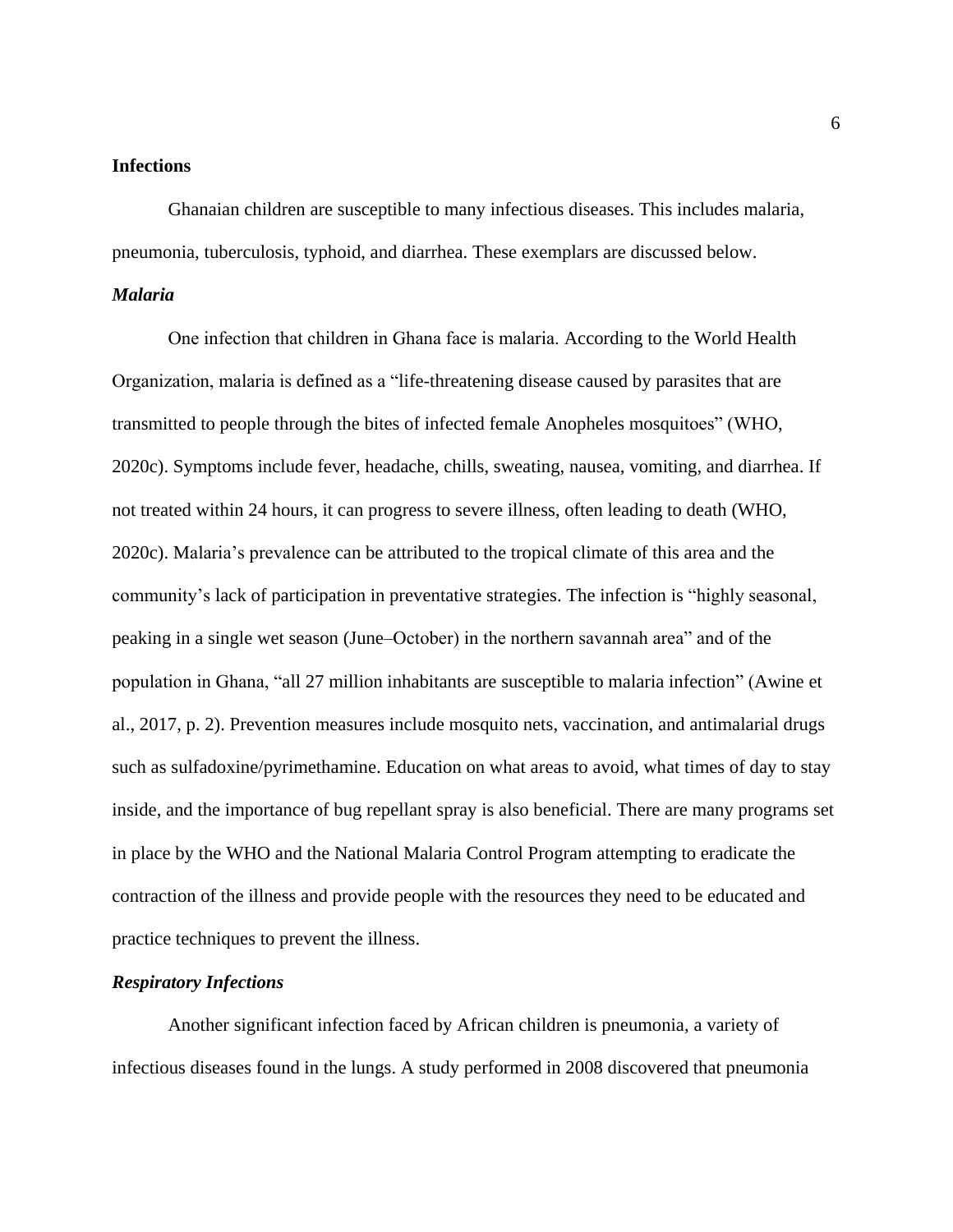## Infections

Ghanaian children are susceptible to many infectious diseases. This includes malaria, pneumonia, tuberculosis, typhoid, and diarrhea. These exemplars are discussed below.

### *Malaria*

One infection that children in Ghana face is malaria. According to the World Health Organization, malaria is defined as a “life-threatening disease caused by parasites that are transmitted to people through the bites of infected female Anopheles mosquitoes” (WHO, 2020c). Symptoms include fever, headache, chills, sweating, nausea, vomiting, and diarrhea. If not treated within 24 hours, it can progress to severe illness, often leading to death (WHO, 2020c). Malaria’s prevalence can be attributed to the tropical climate of this area and the community’s lack of participation in preventative strategies. The infection is “highly seasonal, peaking in a single wet season (June–October) in the northern savannah area” and of the population in Ghana, “all 27 million inhabitants are susceptible to malaria infection” (Awine et al., 2017, p. 2). Prevention measures include mosquito nets, vaccination, and antimalarial drugs such as sulfadoxine/pyrimethamine. Education on what areas to avoid, what times of day to stay inside, and the importance of bug repellant spray is also beneficial. There are many programs set in place by the WHO and the National Malaria Control Program attempting to eradicate the contraction of the illness and provide people with the resources they need to be educated and practice techniques to prevent the illness.

### *Respiratory Infections*

Another significant infection faced by African children is pneumonia, a variety of infectious diseases found in the lungs. A study performed in 2008 discovered that pneumonia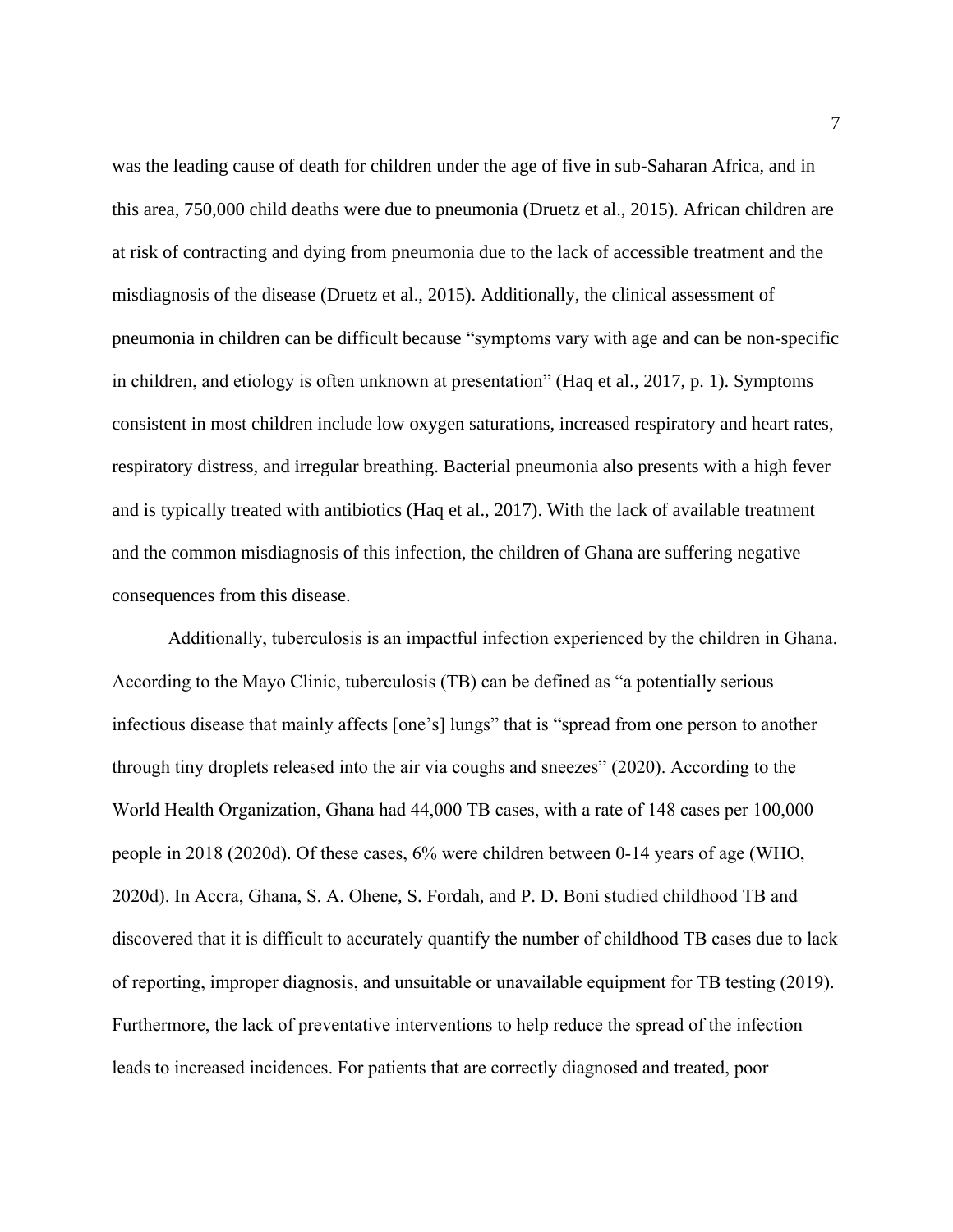was the leading cause of death for children under the age of five in sub-Saharan Africa, and in this area, 750,000 child deaths were due to pneumonia (Druetz et al., 2015). African children are at risk of contracting and dying from pneumonia due to the lack of accessible treatment and the misdiagnosis of the disease (Druetz et al., 2015). Additionally, the clinical assessment of pneumonia in children can be difficult because "symptoms vary with age and can be non-specific in children, and etiology is often unknown at presentation" (Haq et al., 2017, p. 1). Symptoms consistent in most children include low oxygen saturations, increased respiratory and heart rates, respiratory distress, and irregular breathing. Bacterial pneumonia also presents with a high fever and is typically treated with antibiotics (Haq et al., 2017). With the lack of available treatment and the common misdiagnosis of this infection, the children of Ghana are suffering negative consequences from this disease.

Additionally, tuberculosis is an impactful infection experienced by the children in Ghana. According to the Mayo Clinic, tuberculosis (TB) can be defined as "a potentially serious infectious disease that mainly affects [one's] lungs" that is "spread from one person to another through tiny droplets released into the air via coughs and sneezes" (2020). According to the World Health Organization, Ghana had 44,000 TB cases, with a rate of 148 cases per 100,000 people in 2018 (2020d). Of these cases, 6% were children between 0-14 years of age (WHO, 2020d). In Accra, Ghana, S. A. Ohene, S. Fordah, and P. D. Boni studied childhood TB and discovered that it is difficult to accurately quantify the number of childhood TB cases due to lack of reporting, improper diagnosis, and unsuitable or unavailable equipment for TB testing (2019). Furthermore, the lack of preventative interventions to help reduce the spread of the infection leads to increased incidences. For patients that are correctly diagnosed and treated, poor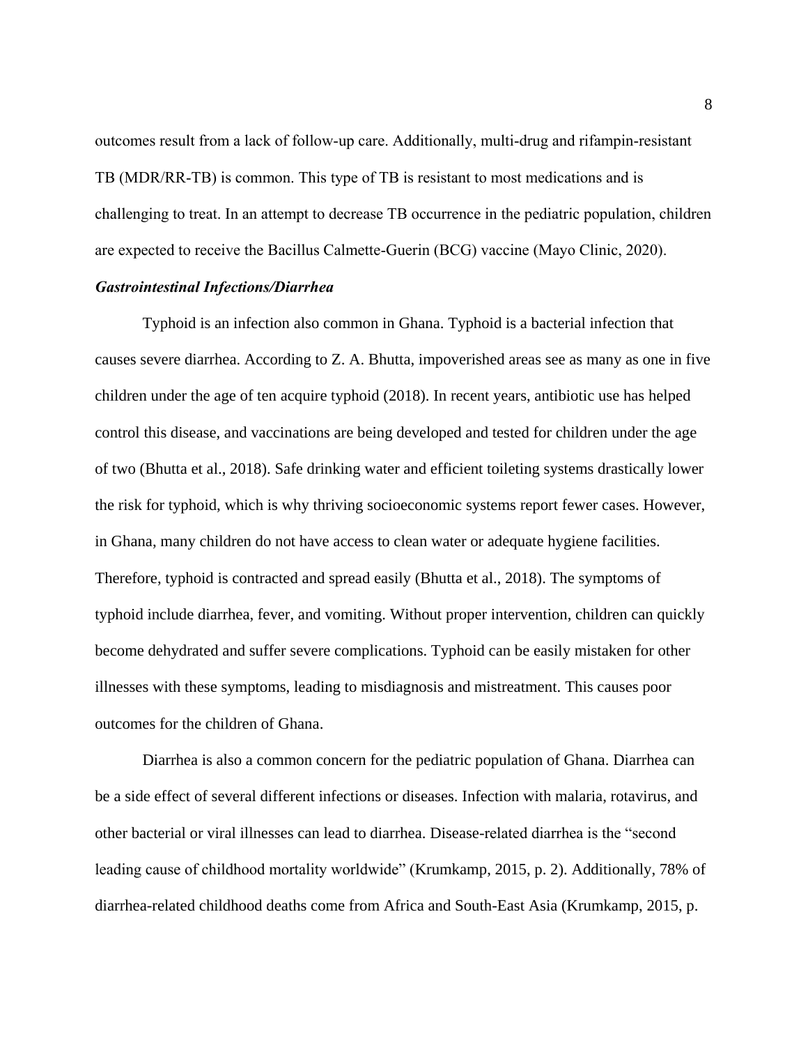outcomes result from a lack of follow-up care. Additionally, multi-drug and rifampin-resistant TB (MDR/RR-TB) is common. This type of TB is resistant to most medications and is challenging to treat. In an attempt to decrease TB occurrence in the pediatric population, children are expected to receive the Bacillus Calmette-Guerin (BCG) vaccine (Mayo Clinic, 2020).

### *Gastrointestinal Infections/Diarrhea*

Typhoid is an infection also common in Ghana. Typhoid is a bacterial infection that causes severe diarrhea. According to Z. A. Bhutta, impoverished areas see as many as one in five children under the age of ten acquire typhoid (2018). In recent years, antibiotic use has helped control this disease, and vaccinations are being developed and tested for children under the age of two (Bhutta et al., 2018). Safe drinking water and efficient toileting systems drastically lower the risk for typhoid, which is why thriving socioeconomic systems report fewer cases. However, in Ghana, many children do not have access to clean water or adequate hygiene facilities. Therefore, typhoid is contracted and spread easily (Bhutta et al., 2018). The symptoms of typhoid include diarrhea, fever, and vomiting. Without proper intervention, children can quickly become dehydrated and suffer severe complications. Typhoid can be easily mistaken for other illnesses with these symptoms, leading to misdiagnosis and mistreatment. This causes poor outcomes for the children of Ghana.

Diarrhea is also a common concern for the pediatric population of Ghana. Diarrhea can be a side effect of several different infections or diseases. Infection with malaria, rotavirus, and other bacterial or viral illnesses can lead to diarrhea. Disease-related diarrhea is the "second leading cause of childhood mortality worldwide" (Krumkamp, 2015, p. 2). Additionally, 78% of diarrhea-related childhood deaths come from Africa and South-East Asia (Krumkamp, 2015, p.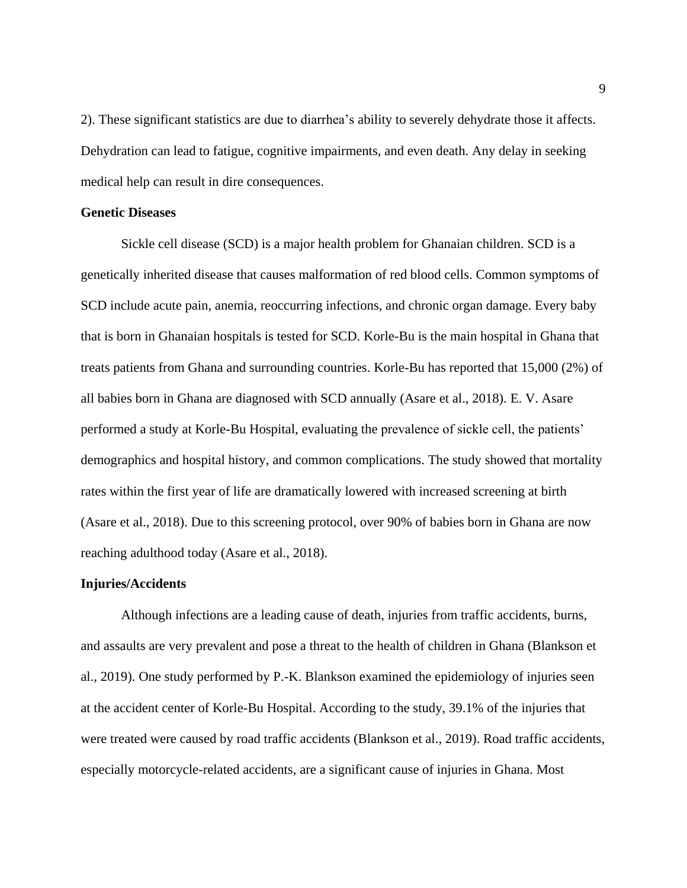2). These significant statistics are due to diarrhea's ability to severely dehydrate those it affects. Dehydration can lead to fatigue, cognitive impairments, and even death. Any delay in seeking medical help can result in dire consequences.

**Genetic Diseases**

Sickle cell disease (SCD) is a major health problem for Ghanaian children. SCD is a genetically inherited disease that causes malformation of red blood cells. Common symptoms of SCD include acute pain, anemia, reoccurring infections, and chronic organ damage. Every baby that is born in Ghanaian hospitals is tested for SCD. Korle-Bu is the main hospital in Ghana that treats patients from Ghana and surrounding countries. Korle-Bu has reported that 15,000 (2%) of all babies born in Ghana are diagnosed with SCD annually (Asare et al., 2018). E. V. Asare performed a study at Korle-Bu Hospital, evaluating the prevalence of sickle cell, the patients' demographics and hospital history, and common complications. The study showed that mortality rates within the first year of life are dramatically lowered with increased screening at birth (Asare et al., 2018). Due to this screening protocol, over 90% of babies born in Ghana are now reaching adulthood today (Asare et al., 2018).

**Injuries/Accidents**

Although infections are a leading cause of death, injuries from traffic accidents, burns, and assaults are very prevalent and pose a threat to the health of children in Ghana (Blankson et al., 2019). One study performed by P.-K. Blankson examined the epidemiology of injuries seen at the accident center of Korle-Bu Hospital. According to the study, 39.1% of the injuries that were treated were caused by road traffic accidents (Blankson et al., 2019). Road traffic accidents, especially motorcycle-related accidents, are a significant cause of injuries in Ghana. Most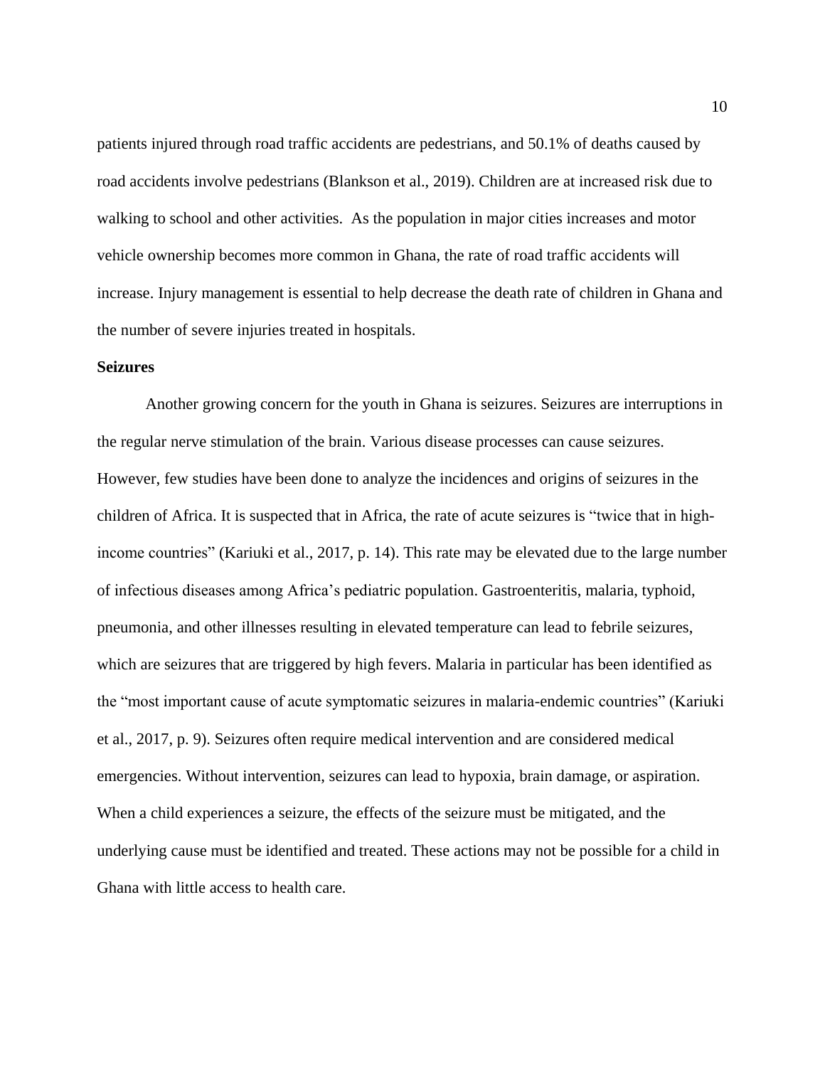patients injured through road traffic accidents are pedestrians, and 50.1% of deaths caused by road accidents involve pedestrians (Blankson et al., 2019). Children are at increased risk due to walking to school and other activities. As the population in major cities increases and motor vehicle ownership becomes more common in Ghana, the rate of road traffic accidents will increase. Injury management is essential to help decrease the death rate of children in Ghana and the number of severe injuries treated in hospitals.

**Seizures**

Another growing concern for the youth in Ghana is seizures. Seizures are interruptions in the regular nerve stimulation of the brain. Various disease processes can cause seizures. However, few studies have been done to analyze the incidences and origins of seizures in the children of Africa. It is suspected that in Africa, the rate of acute seizures is "twice that in high-income countries" (Kariuki et al., 2017, p. 14). This rate may be elevated due to the large number of infectious diseases among Africa's pediatric population. Gastroenteritis, malaria, typhoid, pneumonia, and other illnesses resulting in elevated temperature can lead to febrile seizures, which are seizures that are triggered by high fevers. Malaria in particular has been identified as the "most important cause of acute symptomatic seizures in malaria-endemic countries" (Kariuki et al., 2017, p. 9). Seizures often require medical intervention and are considered medical emergencies. Without intervention, seizures can lead to hypoxia, brain damage, or aspiration. When a child experiences a seizure, the effects of the seizure must be mitigated, and the underlying cause must be identified and treated. These actions may not be possible for a child in Ghana with little access to health care.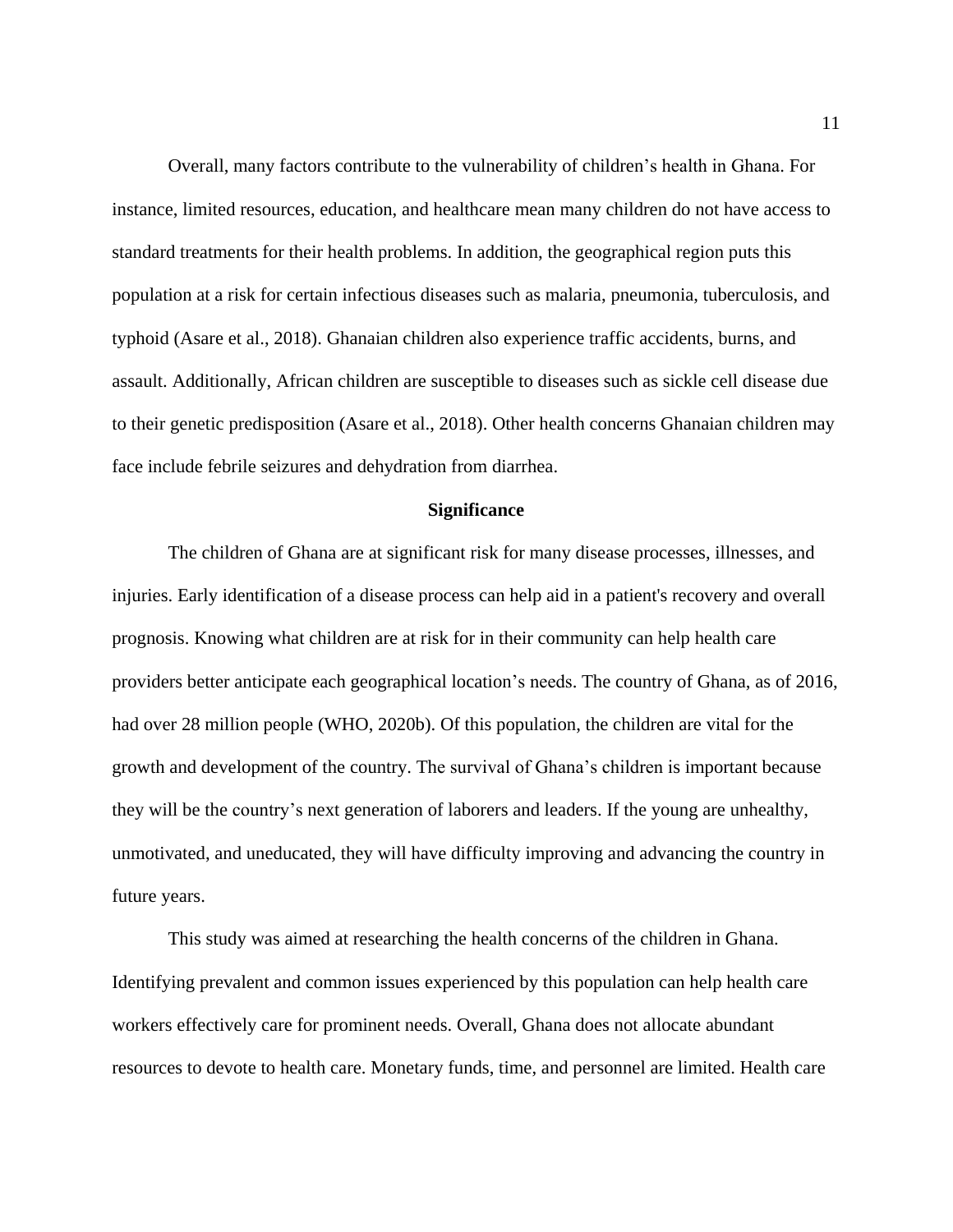Overall, many factors contribute to the vulnerability of children's health in Ghana. For instance, limited resources, education, and healthcare mean many children do not have access to standard treatments for their health problems. In addition, the geographical region puts this population at a risk for certain infectious diseases such as malaria, pneumonia, tuberculosis, and typhoid (Asare et al., 2018). Ghanaian children also experience traffic accidents, burns, and assault. Additionally, African children are susceptible to diseases such as sickle cell disease due to their genetic predisposition (Asare et al., 2018). Other health concerns Ghanaian children may face include febrile seizures and dehydration from diarrhea.

## Significance

The children of Ghana are at significant risk for many disease processes, illnesses, and injuries. Early identification of a disease process can help aid in a patient's recovery and overall prognosis. Knowing what children are at risk for in their community can help health care providers better anticipate each geographical location's needs. The country of Ghana, as of 2016, had over 28 million people (WHO, 2020b). Of this population, the children are vital for the growth and development of the country. The survival of Ghana's children is important because they will be the country's next generation of laborers and leaders. If the young are unhealthy, unmotivated, and uneducated, they will have difficulty improving and advancing the country in future years.

This study was aimed at researching the health concerns of the children in Ghana. Identifying prevalent and common issues experienced by this population can help health care workers effectively care for prominent needs. Overall, Ghana does not allocate abundant resources to devote to health care. Monetary funds, time, and personnel are limited. Health care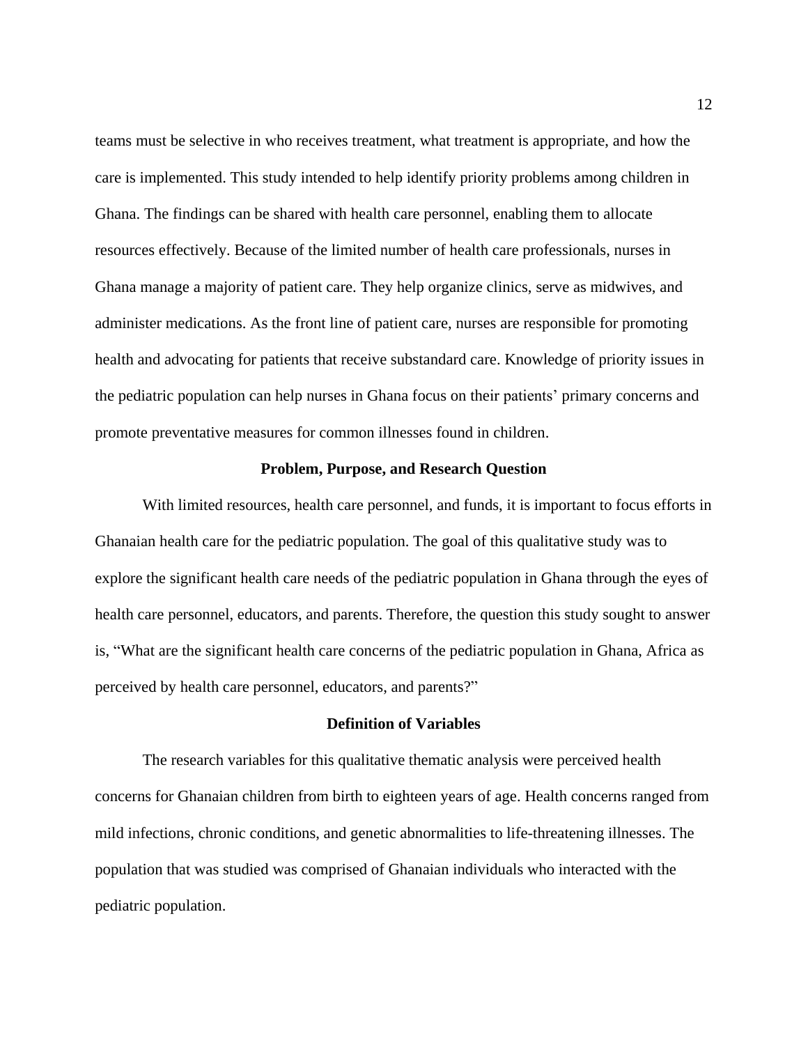teams must be selective in who receives treatment, what treatment is appropriate, and how the care is implemented. This study intended to help identify priority problems among children in Ghana. The findings can be shared with health care personnel, enabling them to allocate resources effectively. Because of the limited number of health care professionals, nurses in Ghana manage a majority of patient care. They help organize clinics, serve as midwives, and administer medications. As the front line of patient care, nurses are responsible for promoting health and advocating for patients that receive substandard care. Knowledge of priority issues in the pediatric population can help nurses in Ghana focus on their patients' primary concerns and promote preventative measures for common illnesses found in children.

## Problem, Purpose, and Research Question

With limited resources, health care personnel, and funds, it is important to focus efforts in Ghanaian health care for the pediatric population. The goal of this qualitative study was to explore the significant health care needs of the pediatric population in Ghana through the eyes of health care personnel, educators, and parents. Therefore, the question this study sought to answer is, "What are the significant health care concerns of the pediatric population in Ghana, Africa as perceived by health care personnel, educators, and parents?"

## Definition of Variables

The research variables for this qualitative thematic analysis were perceived health concerns for Ghanaian children from birth to eighteen years of age. Health concerns ranged from mild infections, chronic conditions, and genetic abnormalities to life-threatening illnesses. The population that was studied was comprised of Ghanaian individuals who interacted with the pediatric population.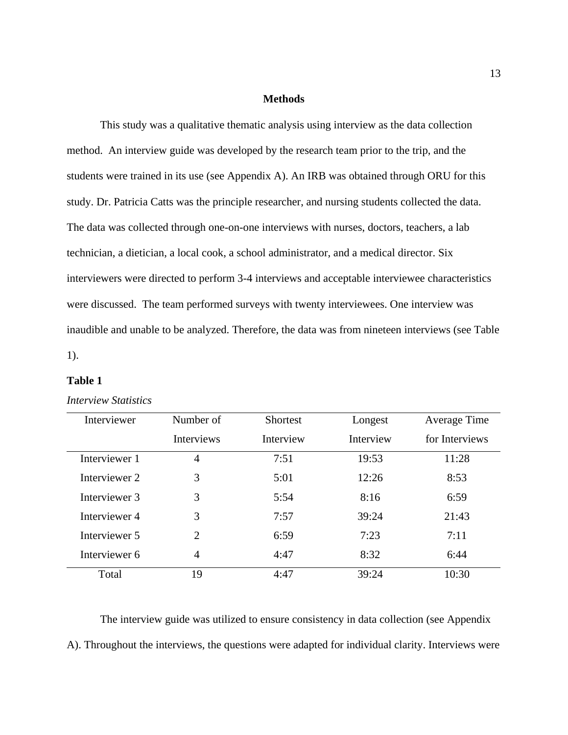## Methods

This study was a qualitative thematic analysis using interview as the data collection method. An interview guide was developed by the research team prior to the trip, and the students were trained in its use (see Appendix A). An IRB was obtained through ORU for this study. Dr. Patricia Catts was the principle researcher, and nursing students collected the data. The data was collected through one-on-one interviews with nurses, doctors, teachers, a lab technician, a dietician, a local cook, a school administrator, and a medical director. Six interviewers were directed to perform 3-4 interviews and acceptable interviewee characteristics were discussed. The team performed surveys with twenty interviewees. One interview was inaudible and unable to be analyzed. Therefore, the data was from nineteen interviews (see Table 1).

**Table 1**

*Interview Statistics*

| Interviewer | Number of Interviews | Shortest Interview | Longest Interview | Average Time for Interviews |
|---|---|---|---|---|
| Interviewer 1 | 4 | 7:51 | 19:53 | 11:28 |
| Interviewer 2 | 3 | 5:01 | 12:26 | 8:53 |
| Interviewer 3 | 3 | 5:54 | 8:16 | 6:59 |
| Interviewer 4 | 3 | 7:57 | 39:24 | 21:43 |
| Interviewer 5 | 2 | 6:59 | 7:23 | 7:11 |
| Interviewer 6 | 4 | 4:47 | 8:32 | 6:44 |
| Total | 19 | 4:47 | 39:24 | 10:30 |

The interview guide was utilized to ensure consistency in data collection (see Appendix A). Throughout the interviews, the questions were adapted for individual clarity. Interviews were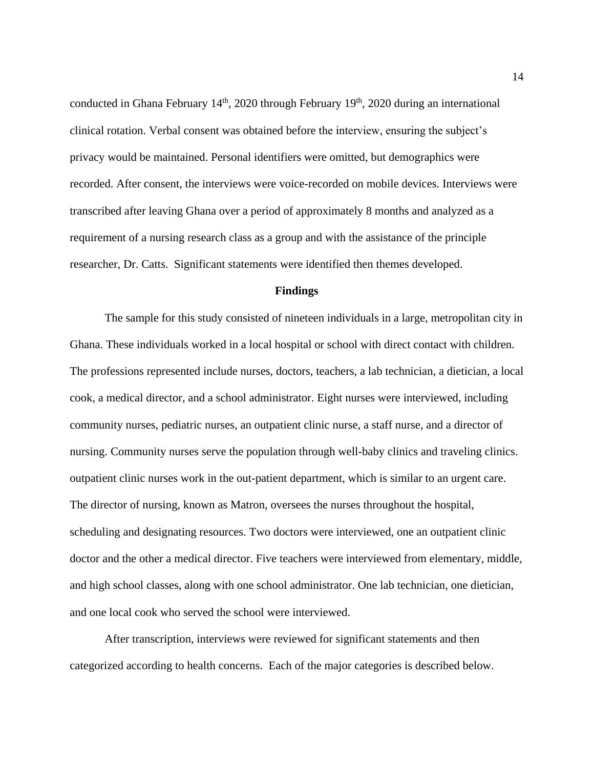conducted in Ghana February 14th, 2020 through February 19th, 2020 during an international clinical rotation. Verbal consent was obtained before the interview, ensuring the subject's privacy would be maintained. Personal identifiers were omitted, but demographics were recorded. After consent, the interviews were voice-recorded on mobile devices. Interviews were transcribed after leaving Ghana over a period of approximately 8 months and analyzed as a requirement of a nursing research class as a group and with the assistance of the principle researcher, Dr. Catts. Significant statements were identified then themes developed.

## Findings

The sample for this study consisted of nineteen individuals in a large, metropolitan city in Ghana. These individuals worked in a local hospital or school with direct contact with children. The professions represented include nurses, doctors, teachers, a lab technician, a dietician, a local cook, a medical director, and a school administrator. Eight nurses were interviewed, including community nurses, pediatric nurses, an outpatient clinic nurse, a staff nurse, and a director of nursing. Community nurses serve the population through well-baby clinics and traveling clinics. outpatient clinic nurses work in the out-patient department, which is similar to an urgent care. The director of nursing, known as Matron, oversees the nurses throughout the hospital, scheduling and designating resources. Two doctors were interviewed, one an outpatient clinic doctor and the other a medical director. Five teachers were interviewed from elementary, middle, and high school classes, along with one school administrator. One lab technician, one dietician, and one local cook who served the school were interviewed.

After transcription, interviews were reviewed for significant statements and then categorized according to health concerns. Each of the major categories is described below.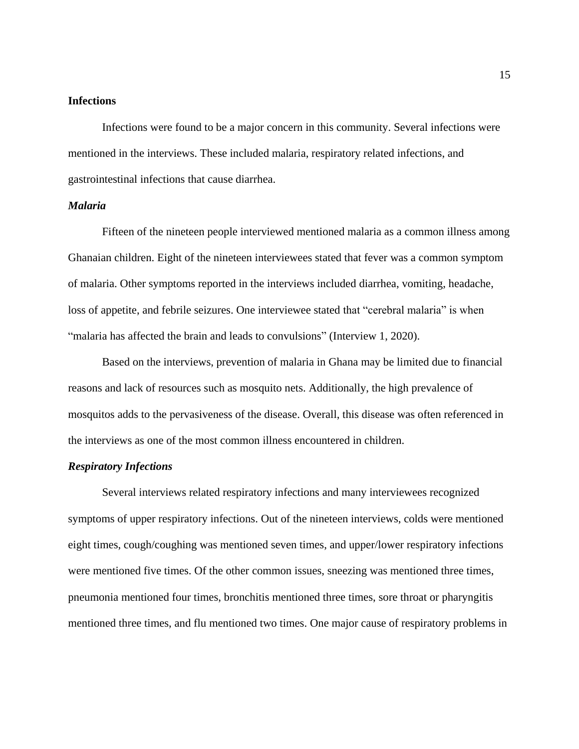## Infections

Infections were found to be a major concern in this community. Several infections were mentioned in the interviews. These included malaria, respiratory related infections, and gastrointestinal infections that cause diarrhea.

### *Malaria*

Fifteen of the nineteen people interviewed mentioned malaria as a common illness among Ghanaian children. Eight of the nineteen interviewees stated that fever was a common symptom of malaria. Other symptoms reported in the interviews included diarrhea, vomiting, headache, loss of appetite, and febrile seizures. One interviewee stated that "cerebral malaria" is when "malaria has affected the brain and leads to convulsions" (Interview 1, 2020).

Based on the interviews, prevention of malaria in Ghana may be limited due to financial reasons and lack of resources such as mosquito nets. Additionally, the high prevalence of mosquitos adds to the pervasiveness of the disease. Overall, this disease was often referenced in the interviews as one of the most common illness encountered in children.

### *Respiratory Infections*

Several interviews related respiratory infections and many interviewees recognized symptoms of upper respiratory infections. Out of the nineteen interviews, colds were mentioned eight times, cough/coughing was mentioned seven times, and upper/lower respiratory infections were mentioned five times. Of the other common issues, sneezing was mentioned three times, pneumonia mentioned four times, bronchitis mentioned three times, sore throat or pharyngitis mentioned three times, and flu mentioned two times. One major cause of respiratory problems in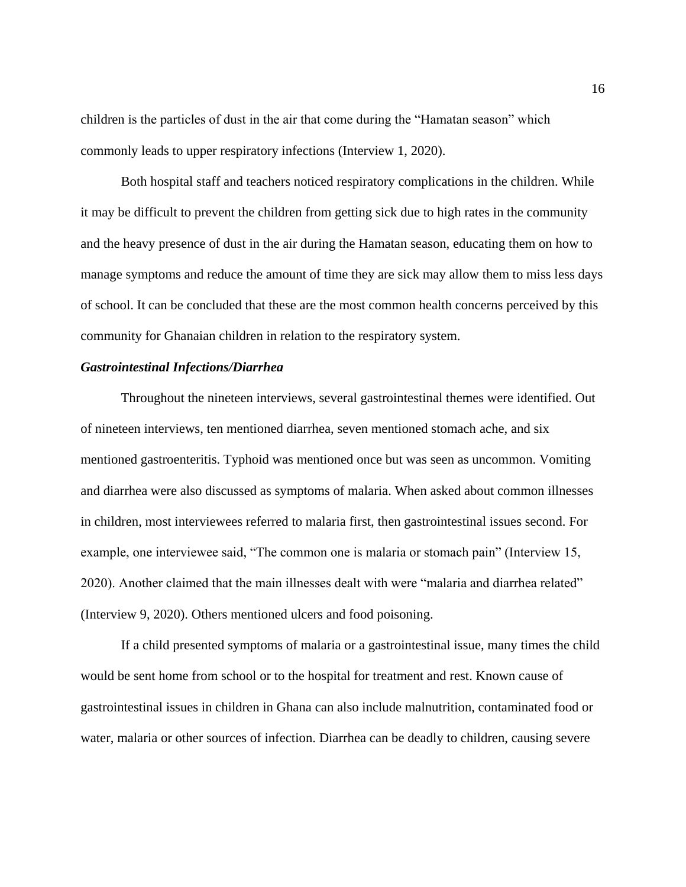children is the particles of dust in the air that come during the "Hamatan season" which commonly leads to upper respiratory infections (Interview 1, 2020).

Both hospital staff and teachers noticed respiratory complications in the children. While it may be difficult to prevent the children from getting sick due to high rates in the community and the heavy presence of dust in the air during the Hamatan season, educating them on how to manage symptoms and reduce the amount of time they are sick may allow them to miss less days of school. It can be concluded that these are the most common health concerns perceived by this community for Ghanaian children in relation to the respiratory system.

### ***Gastrointestinal Infections/Diarrhea***

Throughout the nineteen interviews, several gastrointestinal themes were identified. Out of nineteen interviews, ten mentioned diarrhea, seven mentioned stomach ache, and six mentioned gastroenteritis. Typhoid was mentioned once but was seen as uncommon. Vomiting and diarrhea were also discussed as symptoms of malaria. When asked about common illnesses in children, most interviewees referred to malaria first, then gastrointestinal issues second. For example, one interviewee said, "The common one is malaria or stomach pain" (Interview 15, 2020). Another claimed that the main illnesses dealt with were "malaria and diarrhea related" (Interview 9, 2020). Others mentioned ulcers and food poisoning.

If a child presented symptoms of malaria or a gastrointestinal issue, many times the child would be sent home from school or to the hospital for treatment and rest. Known cause of gastrointestinal issues in children in Ghana can also include malnutrition, contaminated food or water, malaria or other sources of infection. Diarrhea can be deadly to children, causing severe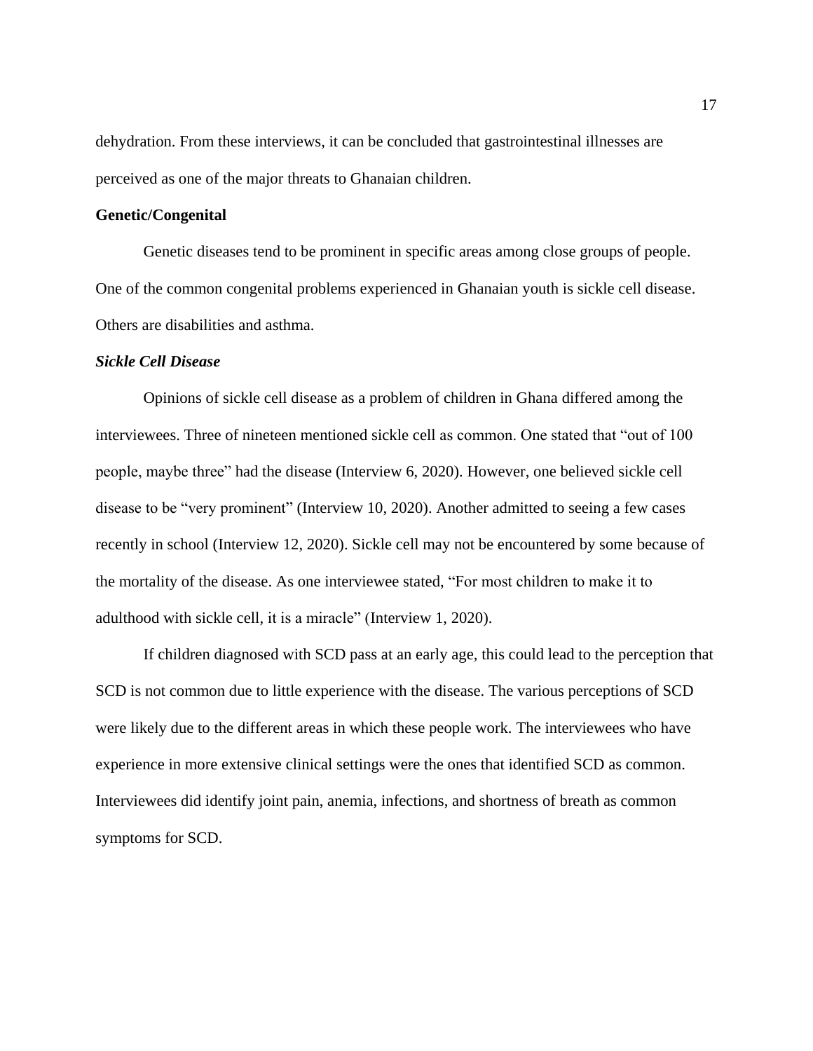dehydration. From these interviews, it can be concluded that gastrointestinal illnesses are perceived as one of the major threats to Ghanaian children.

**Genetic/Congenital**

Genetic diseases tend to be prominent in specific areas among close groups of people. One of the common congenital problems experienced in Ghanaian youth is sickle cell disease. Others are disabilities and asthma.

***Sickle Cell Disease***

Opinions of sickle cell disease as a problem of children in Ghana differed among the interviewees. Three of nineteen mentioned sickle cell as common. One stated that "out of 100 people, maybe three" had the disease (Interview 6, 2020). However, one believed sickle cell disease to be "very prominent" (Interview 10, 2020). Another admitted to seeing a few cases recently in school (Interview 12, 2020). Sickle cell may not be encountered by some because of the mortality of the disease. As one interviewee stated, "For most children to make it to adulthood with sickle cell, it is a miracle" (Interview 1, 2020).

If children diagnosed with SCD pass at an early age, this could lead to the perception that SCD is not common due to little experience with the disease. The various perceptions of SCD were likely due to the different areas in which these people work. The interviewees who have experience in more extensive clinical settings were the ones that identified SCD as common. Interviewees did identify joint pain, anemia, infections, and shortness of breath as common symptoms for SCD.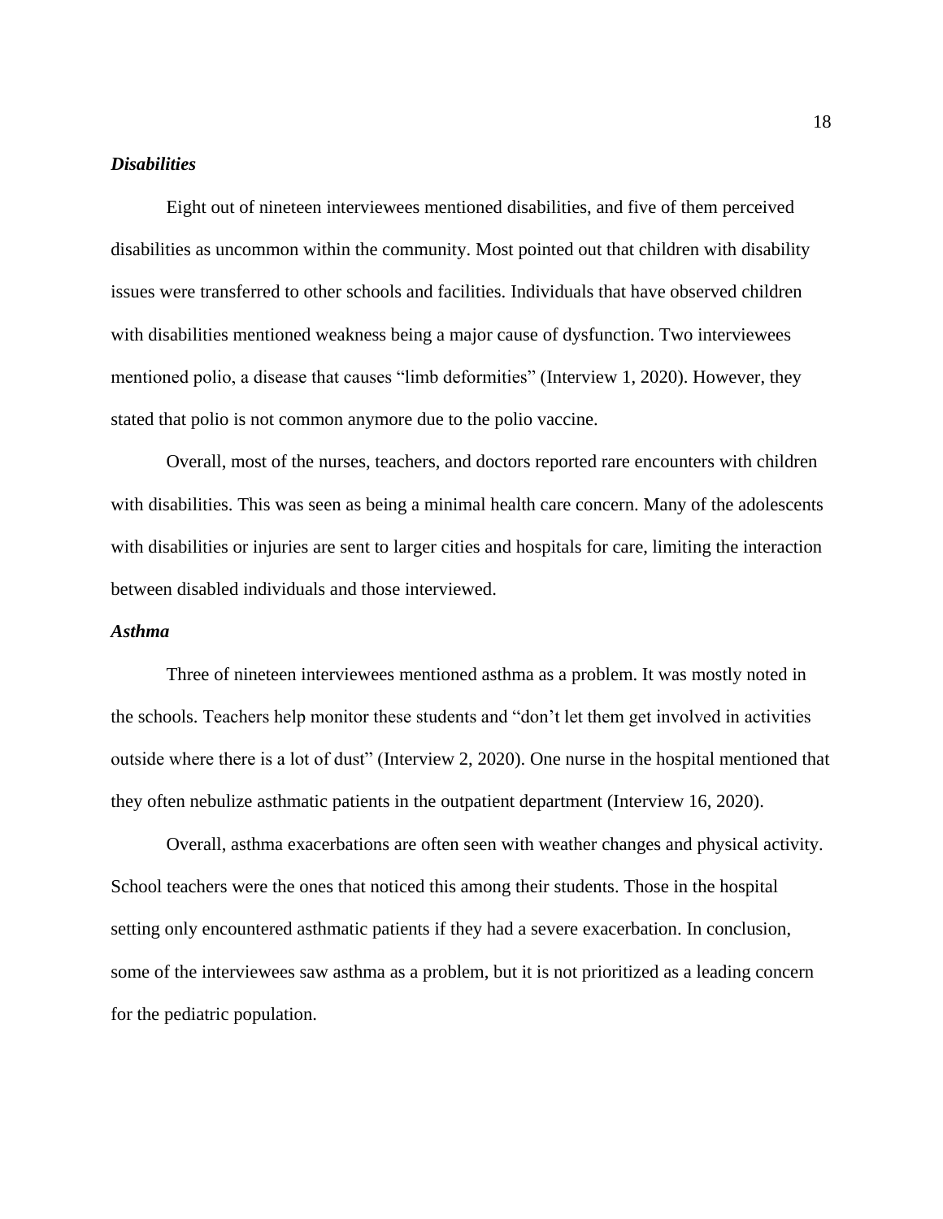### ***Disabilities***

Eight out of nineteen interviewees mentioned disabilities, and five of them perceived disabilities as uncommon within the community. Most pointed out that children with disability issues were transferred to other schools and facilities. Individuals that have observed children with disabilities mentioned weakness being a major cause of dysfunction. Two interviewees mentioned polio, a disease that causes “limb deformities” (Interview 1, 2020). However, they stated that polio is not common anymore due to the polio vaccine.

Overall, most of the nurses, teachers, and doctors reported rare encounters with children with disabilities. This was seen as being a minimal health care concern. Many of the adolescents with disabilities or injuries are sent to larger cities and hospitals for care, limiting the interaction between disabled individuals and those interviewed.

### ***Asthma***

Three of nineteen interviewees mentioned asthma as a problem. It was mostly noted in the schools. Teachers help monitor these students and “don’t let them get involved in activities outside where there is a lot of dust” (Interview 2, 2020). One nurse in the hospital mentioned that they often nebulize asthmatic patients in the outpatient department (Interview 16, 2020).

Overall, asthma exacerbations are often seen with weather changes and physical activity. School teachers were the ones that noticed this among their students. Those in the hospital setting only encountered asthmatic patients if they had a severe exacerbation. In conclusion, some of the interviewees saw asthma as a problem, but it is not prioritized as a leading concern for the pediatric population.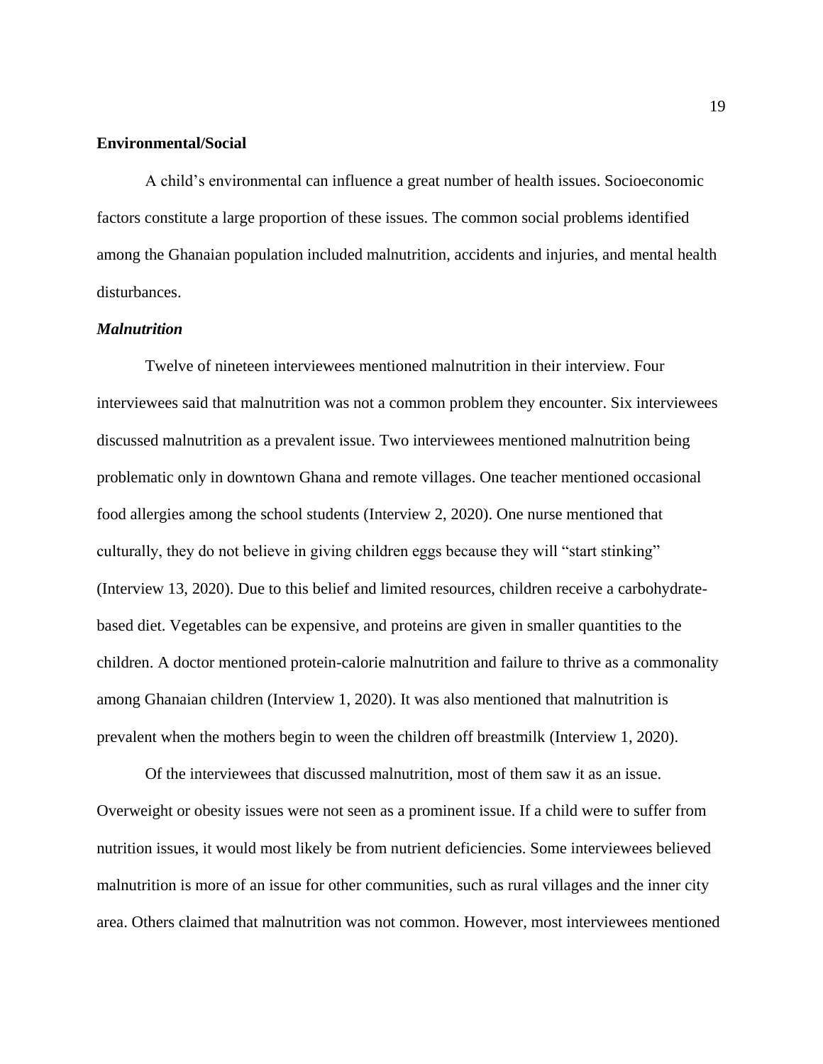**Environmental/Social**

A child's environmental can influence a great number of health issues. Socioeconomic factors constitute a large proportion of these issues. The common social problems identified among the Ghanaian population included malnutrition, accidents and injuries, and mental health disturbances.

***Malnutrition***

Twelve of nineteen interviewees mentioned malnutrition in their interview. Four interviewees said that malnutrition was not a common problem they encounter. Six interviewees discussed malnutrition as a prevalent issue. Two interviewees mentioned malnutrition being problematic only in downtown Ghana and remote villages. One teacher mentioned occasional food allergies among the school students (Interview 2, 2020). One nurse mentioned that culturally, they do not believe in giving children eggs because they will "start stinking" (Interview 13, 2020). Due to this belief and limited resources, children receive a carbohydrate-based diet. Vegetables can be expensive, and proteins are given in smaller quantities to the children. A doctor mentioned protein-calorie malnutrition and failure to thrive as a commonality among Ghanaian children (Interview 1, 2020). It was also mentioned that malnutrition is prevalent when the mothers begin to ween the children off breastmilk (Interview 1, 2020).

Of the interviewees that discussed malnutrition, most of them saw it as an issue. Overweight or obesity issues were not seen as a prominent issue. If a child were to suffer from nutrition issues, it would most likely be from nutrient deficiencies. Some interviewees believed malnutrition is more of an issue for other communities, such as rural villages and the inner city area. Others claimed that malnutrition was not common. However, most interviewees mentioned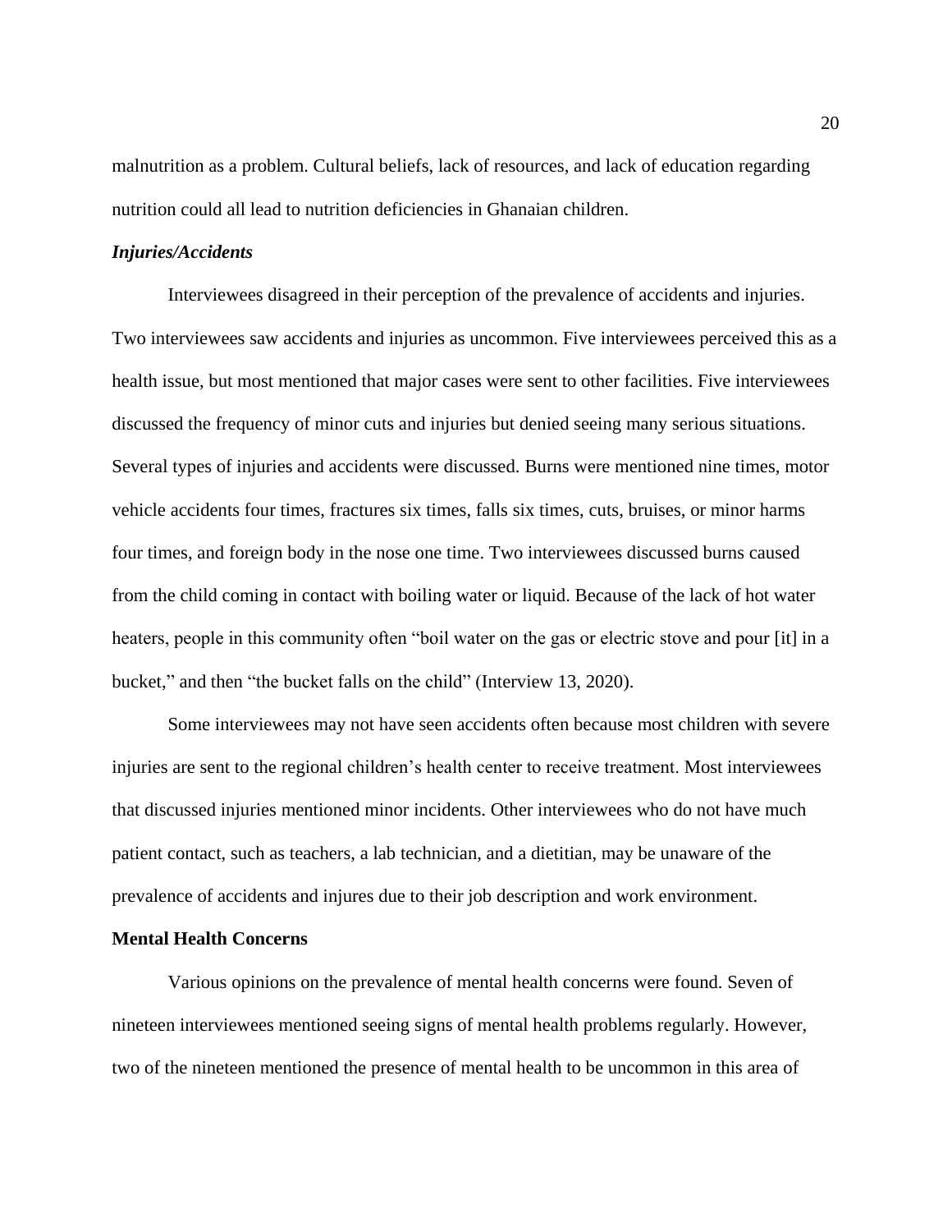malnutrition as a problem. Cultural beliefs, lack of resources, and lack of education regarding nutrition could all lead to nutrition deficiencies in Ghanaian children.

### *Injuries/Accidents*

Interviewees disagreed in their perception of the prevalence of accidents and injuries. Two interviewees saw accidents and injuries as uncommon. Five interviewees perceived this as a health issue, but most mentioned that major cases were sent to other facilities. Five interviewees discussed the frequency of minor cuts and injuries but denied seeing many serious situations. Several types of injuries and accidents were discussed. Burns were mentioned nine times, motor vehicle accidents four times, fractures six times, falls six times, cuts, bruises, or minor harms four times, and foreign body in the nose one time. Two interviewees discussed burns caused from the child coming in contact with boiling water or liquid. Because of the lack of hot water heaters, people in this community often "boil water on the gas or electric stove and pour [it] in a bucket," and then "the bucket falls on the child" (Interview 13, 2020).

Some interviewees may not have seen accidents often because most children with severe injuries are sent to the regional children's health center to receive treatment. Most interviewees that discussed injuries mentioned minor incidents. Other interviewees who do not have much patient contact, such as teachers, a lab technician, and a dietitian, may be unaware of the prevalence of accidents and injures due to their job description and work environment.

## Mental Health Concerns

Various opinions on the prevalence of mental health concerns were found. Seven of nineteen interviewees mentioned seeing signs of mental health problems regularly. However, two of the nineteen mentioned the presence of mental health to be uncommon in this area of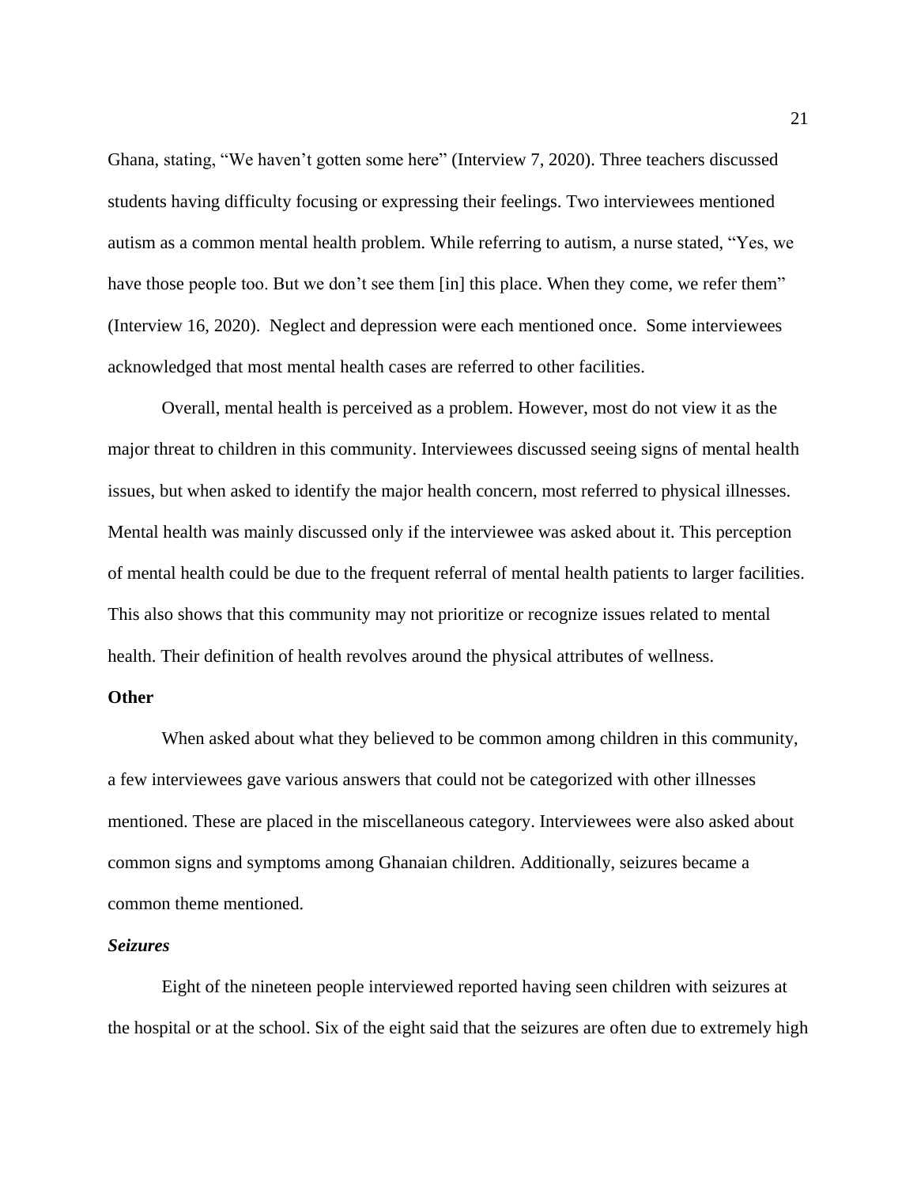Ghana, stating, “We haven’t gotten some here” (Interview 7, 2020). Three teachers discussed students having difficulty focusing or expressing their feelings. Two interviewees mentioned autism as a common mental health problem. While referring to autism, a nurse stated, “Yes, we have those people too. But we don’t see them [in] this place. When they come, we refer them” (Interview 16, 2020). Neglect and depression were each mentioned once. Some interviewees acknowledged that most mental health cases are referred to other facilities.

Overall, mental health is perceived as a problem. However, most do not view it as the major threat to children in this community. Interviewees discussed seeing signs of mental health issues, but when asked to identify the major health concern, most referred to physical illnesses. Mental health was mainly discussed only if the interviewee was asked about it. This perception of mental health could be due to the frequent referral of mental health patients to larger facilities. This also shows that this community may not prioritize or recognize issues related to mental health. Their definition of health revolves around the physical attributes of wellness.

**Other**

When asked about what they believed to be common among children in this community, a few interviewees gave various answers that could not be categorized with other illnesses mentioned. These are placed in the miscellaneous category. Interviewees were also asked about common signs and symptoms among Ghanaian children. Additionally, seizures became a common theme mentioned.

***Seizures***

Eight of the nineteen people interviewed reported having seen children with seizures at the hospital or at the school. Six of the eight said that the seizures are often due to extremely high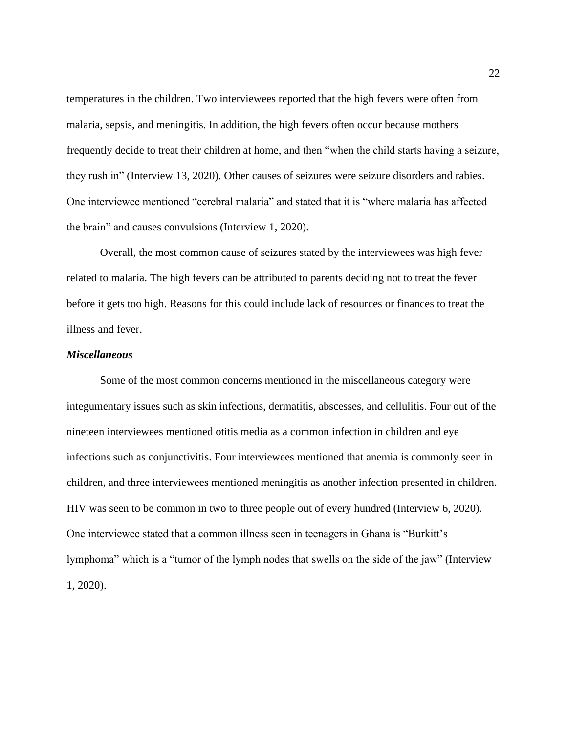temperatures in the children. Two interviewees reported that the high fevers were often from malaria, sepsis, and meningitis. In addition, the high fevers often occur because mothers frequently decide to treat their children at home, and then "when the child starts having a seizure, they rush in" (Interview 13, 2020). Other causes of seizures were seizure disorders and rabies. One interviewee mentioned "cerebral malaria" and stated that it is "where malaria has affected the brain" and causes convulsions (Interview 1, 2020).

Overall, the most common cause of seizures stated by the interviewees was high fever related to malaria. The high fevers can be attributed to parents deciding not to treat the fever before it gets too high. Reasons for this could include lack of resources or finances to treat the illness and fever.

***Miscellaneous***

Some of the most common concerns mentioned in the miscellaneous category were integumentary issues such as skin infections, dermatitis, abscesses, and cellulitis. Four out of the nineteen interviewees mentioned otitis media as a common infection in children and eye infections such as conjunctivitis. Four interviewees mentioned that anemia is commonly seen in children, and three interviewees mentioned meningitis as another infection presented in children. HIV was seen to be common in two to three people out of every hundred (Interview 6, 2020). One interviewee stated that a common illness seen in teenagers in Ghana is "Burkitt's lymphoma" which is a "tumor of the lymph nodes that swells on the side of the jaw" (Interview 1, 2020).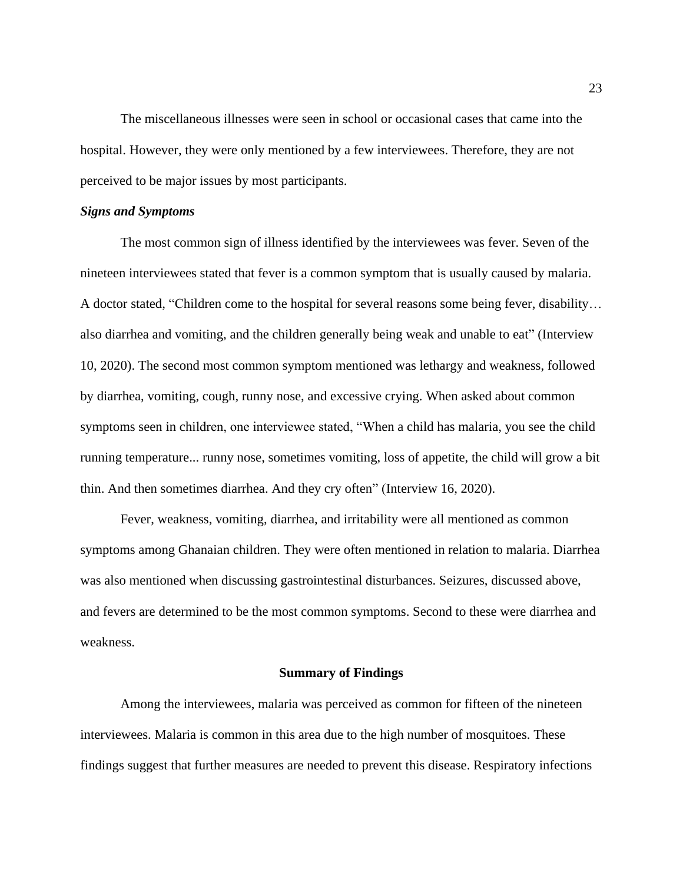The miscellaneous illnesses were seen in school or occasional cases that came into the hospital. However, they were only mentioned by a few interviewees. Therefore, they are not perceived to be major issues by most participants.

### *Signs and Symptoms*

The most common sign of illness identified by the interviewees was fever. Seven of the nineteen interviewees stated that fever is a common symptom that is usually caused by malaria. A doctor stated, "Children come to the hospital for several reasons some being fever, disability… also diarrhea and vomiting, and the children generally being weak and unable to eat" (Interview 10, 2020). The second most common symptom mentioned was lethargy and weakness, followed by diarrhea, vomiting, cough, runny nose, and excessive crying. When asked about common symptoms seen in children, one interviewee stated, "When a child has malaria, you see the child running temperature... runny nose, sometimes vomiting, loss of appetite, the child will grow a bit thin. And then sometimes diarrhea. And they cry often" (Interview 16, 2020).

Fever, weakness, vomiting, diarrhea, and irritability were all mentioned as common symptoms among Ghanaian children. They were often mentioned in relation to malaria. Diarrhea was also mentioned when discussing gastrointestinal disturbances. Seizures, discussed above, and fevers are determined to be the most common symptoms. Second to these were diarrhea and weakness.

## Summary of Findings

Among the interviewees, malaria was perceived as common for fifteen of the nineteen interviewees. Malaria is common in this area due to the high number of mosquitoes. These findings suggest that further measures are needed to prevent this disease. Respiratory infections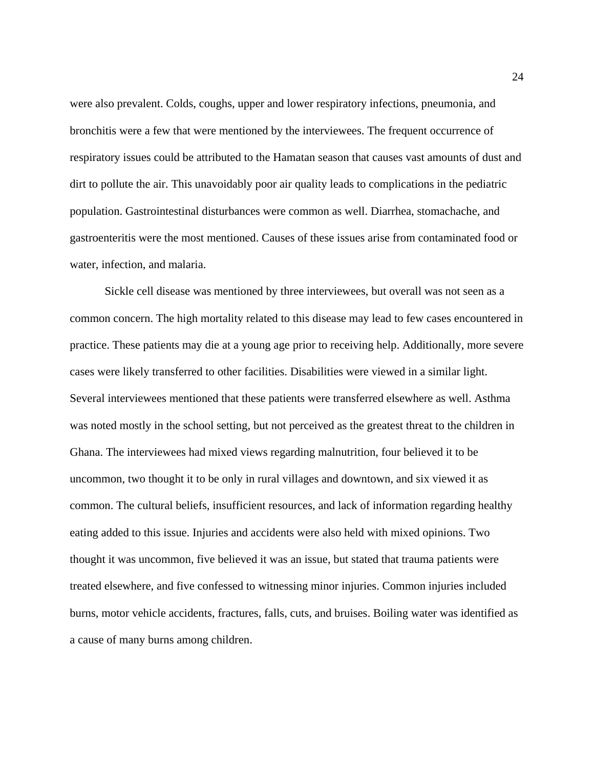were also prevalent. Colds, coughs, upper and lower respiratory infections, pneumonia, and bronchitis were a few that were mentioned by the interviewees. The frequent occurrence of respiratory issues could be attributed to the Hamatan season that causes vast amounts of dust and dirt to pollute the air. This unavoidably poor air quality leads to complications in the pediatric population. Gastrointestinal disturbances were common as well. Diarrhea, stomachache, and gastroenteritis were the most mentioned. Causes of these issues arise from contaminated food or water, infection, and malaria.

Sickle cell disease was mentioned by three interviewees, but overall was not seen as a common concern. The high mortality related to this disease may lead to few cases encountered in practice. These patients may die at a young age prior to receiving help. Additionally, more severe cases were likely transferred to other facilities. Disabilities were viewed in a similar light. Several interviewees mentioned that these patients were transferred elsewhere as well. Asthma was noted mostly in the school setting, but not perceived as the greatest threat to the children in Ghana. The interviewees had mixed views regarding malnutrition, four believed it to be uncommon, two thought it to be only in rural villages and downtown, and six viewed it as common. The cultural beliefs, insufficient resources, and lack of information regarding healthy eating added to this issue. Injuries and accidents were also held with mixed opinions. Two thought it was uncommon, five believed it was an issue, but stated that trauma patients were treated elsewhere, and five confessed to witnessing minor injuries. Common injuries included burns, motor vehicle accidents, fractures, falls, cuts, and bruises. Boiling water was identified as a cause of many burns among children.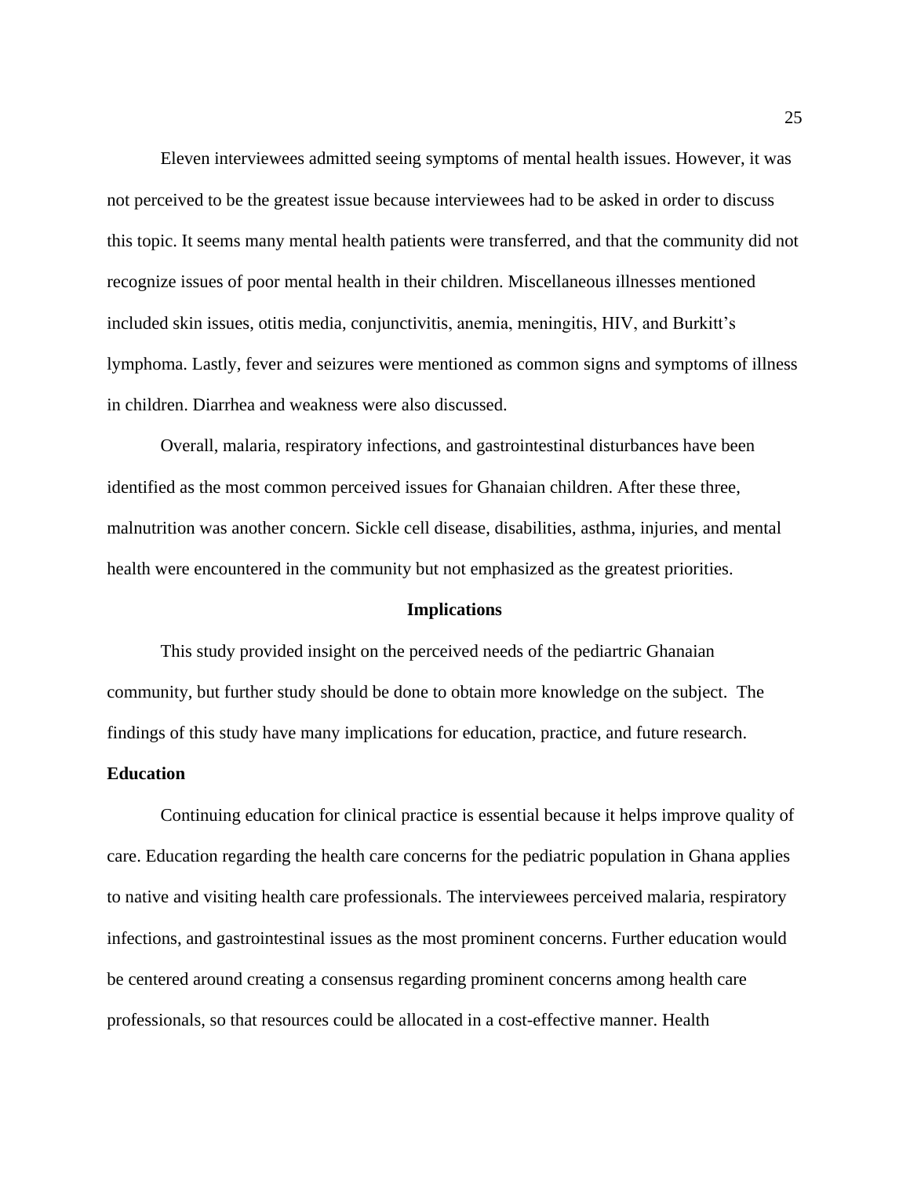Eleven interviewees admitted seeing symptoms of mental health issues. However, it was not perceived to be the greatest issue because interviewees had to be asked in order to discuss this topic. It seems many mental health patients were transferred, and that the community did not recognize issues of poor mental health in their children. Miscellaneous illnesses mentioned included skin issues, otitis media, conjunctivitis, anemia, meningitis, HIV, and Burkitt's lymphoma. Lastly, fever and seizures were mentioned as common signs and symptoms of illness in children. Diarrhea and weakness were also discussed.

Overall, malaria, respiratory infections, and gastrointestinal disturbances have been identified as the most common perceived issues for Ghanaian children. After these three, malnutrition was another concern. Sickle cell disease, disabilities, asthma, injuries, and mental health were encountered in the community but not emphasized as the greatest priorities.

## Implications

This study provided insight on the perceived needs of the pediartric Ghanaian community, but further study should be done to obtain more knowledge on the subject. The findings of this study have many implications for education, practice, and future research.

### Education

Continuing education for clinical practice is essential because it helps improve quality of care. Education regarding the health care concerns for the pediatric population in Ghana applies to native and visiting health care professionals. The interviewees perceived malaria, respiratory infections, and gastrointestinal issues as the most prominent concerns. Further education would be centered around creating a consensus regarding prominent concerns among health care professionals, so that resources could be allocated in a cost-effective manner. Health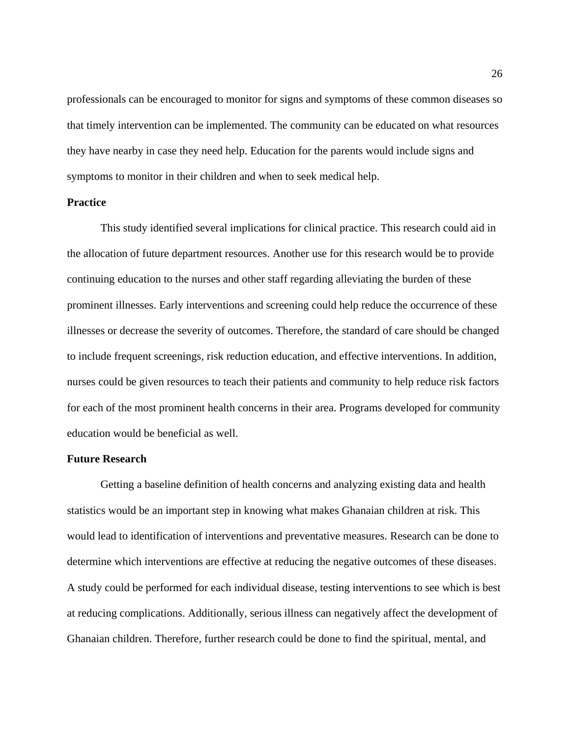professionals can be encouraged to monitor for signs and symptoms of these common diseases so that timely intervention can be implemented. The community can be educated on what resources they have nearby in case they need help. Education for the parents would include signs and symptoms to monitor in their children and when to seek medical help.

**Practice**

This study identified several implications for clinical practice. This research could aid in the allocation of future department resources. Another use for this research would be to provide continuing education to the nurses and other staff regarding alleviating the burden of these prominent illnesses. Early interventions and screening could help reduce the occurrence of these illnesses or decrease the severity of outcomes. Therefore, the standard of care should be changed to include frequent screenings, risk reduction education, and effective interventions. In addition, nurses could be given resources to teach their patients and community to help reduce risk factors for each of the most prominent health concerns in their area. Programs developed for community education would be beneficial as well.

**Future Research**

Getting a baseline definition of health concerns and analyzing existing data and health statistics would be an important step in knowing what makes Ghanaian children at risk. This would lead to identification of interventions and preventative measures. Research can be done to determine which interventions are effective at reducing the negative outcomes of these diseases. A study could be performed for each individual disease, testing interventions to see which is best at reducing complications. Additionally, serious illness can negatively affect the development of Ghanaian children. Therefore, further research could be done to find the spiritual, mental, and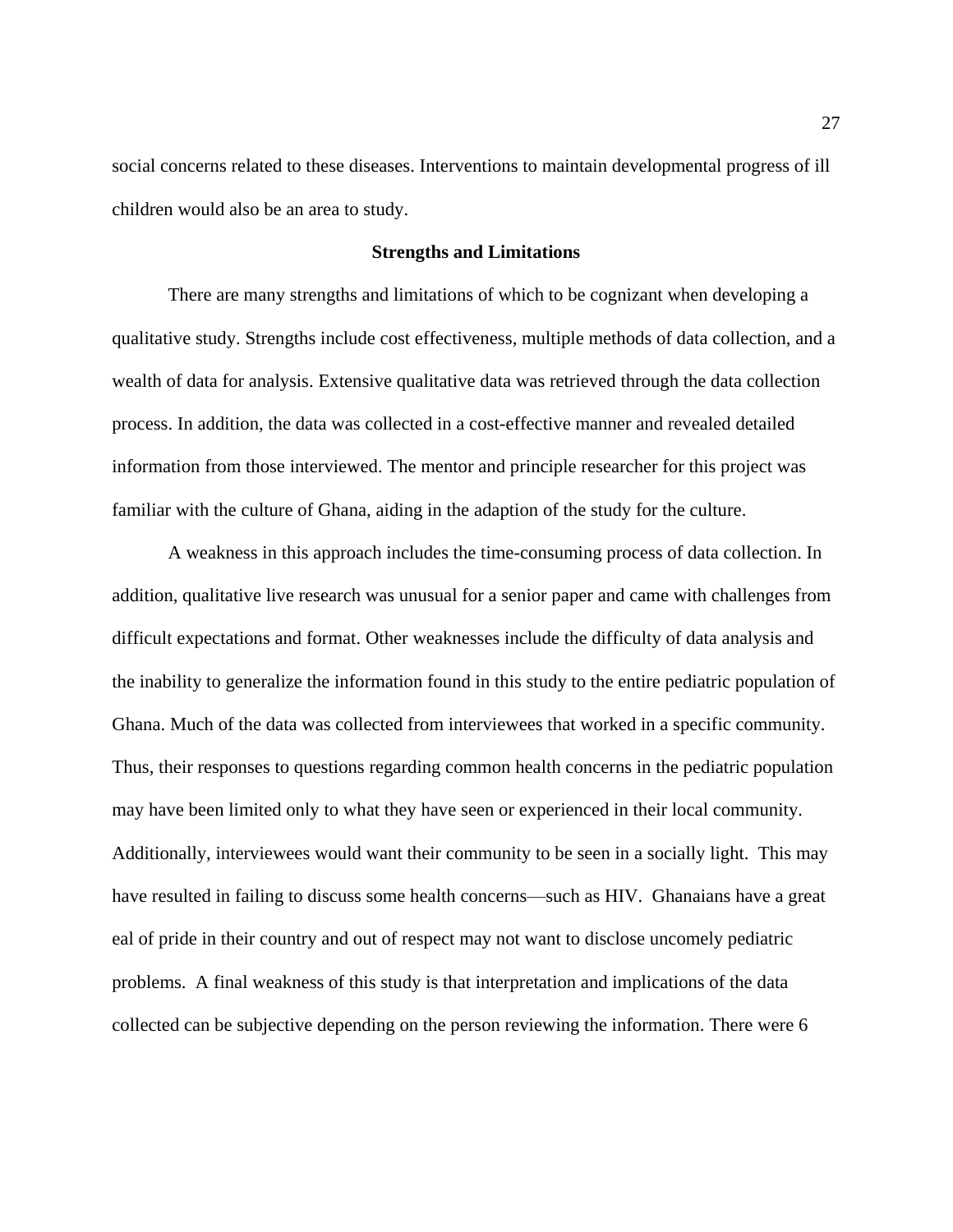social concerns related to these diseases. Interventions to maintain developmental progress of ill children would also be an area to study.

## Strengths and Limitations

There are many strengths and limitations of which to be cognizant when developing a qualitative study. Strengths include cost effectiveness, multiple methods of data collection, and a wealth of data for analysis. Extensive qualitative data was retrieved through the data collection process. In addition, the data was collected in a cost-effective manner and revealed detailed information from those interviewed. The mentor and principle researcher for this project was familiar with the culture of Ghana, aiding in the adaption of the study for the culture.

A weakness in this approach includes the time-consuming process of data collection. In addition, qualitative live research was unusual for a senior paper and came with challenges from difficult expectations and format. Other weaknesses include the difficulty of data analysis and the inability to generalize the information found in this study to the entire pediatric population of Ghana. Much of the data was collected from interviewees that worked in a specific community. Thus, their responses to questions regarding common health concerns in the pediatric population may have been limited only to what they have seen or experienced in their local community. Additionally, interviewees would want their community to be seen in a socially light. This may have resulted in failing to discuss some health concerns—such as HIV. Ghanaians have a great eal of pride in their country and out of respect may not want to disclose uncomely pediatric problems. A final weakness of this study is that interpretation and implications of the data collected can be subjective depending on the person reviewing the information. There were 6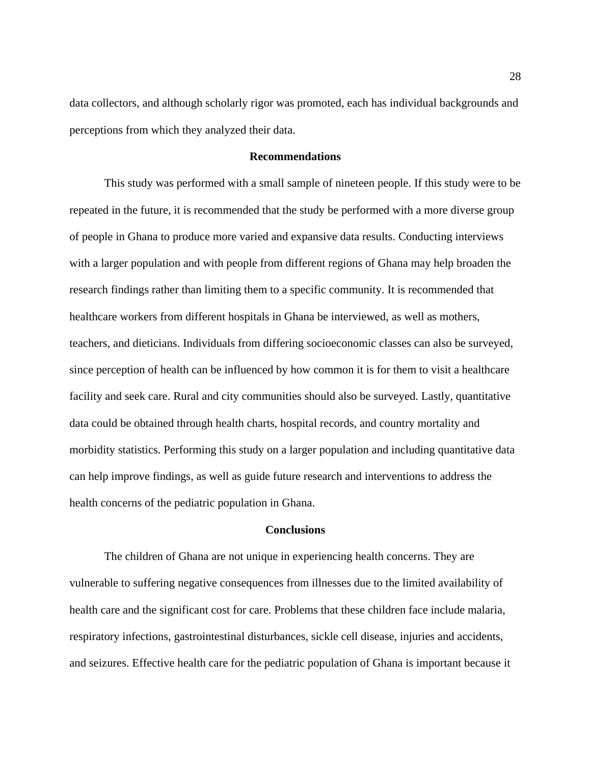data collectors, and although scholarly rigor was promoted, each has individual backgrounds and perceptions from which they analyzed their data.

## Recommendations

This study was performed with a small sample of nineteen people. If this study were to be repeated in the future, it is recommended that the study be performed with a more diverse group of people in Ghana to produce more varied and expansive data results. Conducting interviews with a larger population and with people from different regions of Ghana may help broaden the research findings rather than limiting them to a specific community. It is recommended that healthcare workers from different hospitals in Ghana be interviewed, as well as mothers, teachers, and dieticians. Individuals from differing socioeconomic classes can also be surveyed, since perception of health can be influenced by how common it is for them to visit a healthcare facility and seek care. Rural and city communities should also be surveyed. Lastly, quantitative data could be obtained through health charts, hospital records, and country mortality and morbidity statistics. Performing this study on a larger population and including quantitative data can help improve findings, as well as guide future research and interventions to address the health concerns of the pediatric population in Ghana.

## Conclusions

The children of Ghana are not unique in experiencing health concerns. They are vulnerable to suffering negative consequences from illnesses due to the limited availability of health care and the significant cost for care. Problems that these children face include malaria, respiratory infections, gastrointestinal disturbances, sickle cell disease, injuries and accidents, and seizures. Effective health care for the pediatric population of Ghana is important because it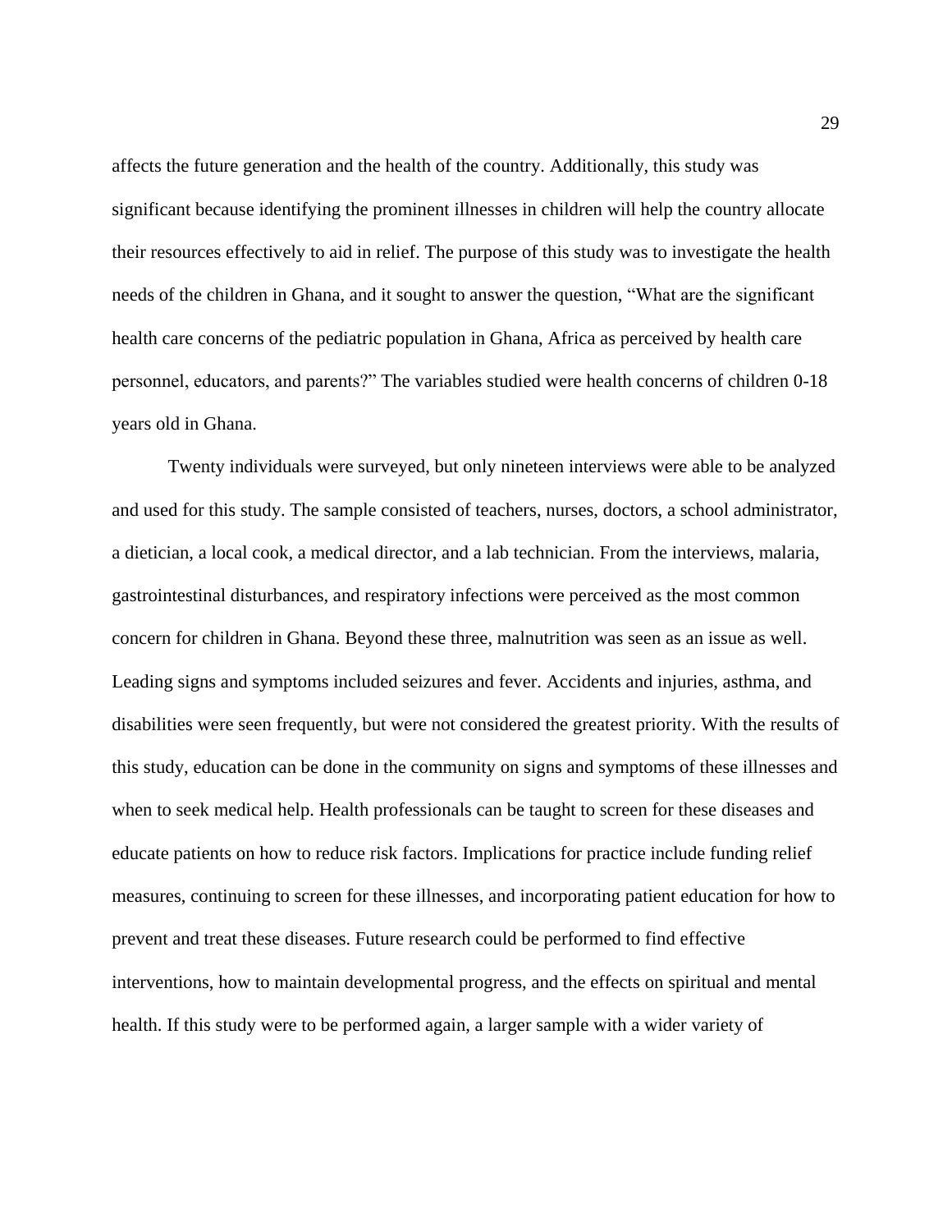affects the future generation and the health of the country. Additionally, this study was significant because identifying the prominent illnesses in children will help the country allocate their resources effectively to aid in relief. The purpose of this study was to investigate the health needs of the children in Ghana, and it sought to answer the question, "What are the significant health care concerns of the pediatric population in Ghana, Africa as perceived by health care personnel, educators, and parents?" The variables studied were health concerns of children 0-18 years old in Ghana.

Twenty individuals were surveyed, but only nineteen interviews were able to be analyzed and used for this study. The sample consisted of teachers, nurses, doctors, a school administrator, a dietician, a local cook, a medical director, and a lab technician. From the interviews, malaria, gastrointestinal disturbances, and respiratory infections were perceived as the most common concern for children in Ghana. Beyond these three, malnutrition was seen as an issue as well. Leading signs and symptoms included seizures and fever. Accidents and injuries, asthma, and disabilities were seen frequently, but were not considered the greatest priority. With the results of this study, education can be done in the community on signs and symptoms of these illnesses and when to seek medical help. Health professionals can be taught to screen for these diseases and educate patients on how to reduce risk factors. Implications for practice include funding relief measures, continuing to screen for these illnesses, and incorporating patient education for how to prevent and treat these diseases. Future research could be performed to find effective interventions, how to maintain developmental progress, and the effects on spiritual and mental health. If this study were to be performed again, a larger sample with a wider variety of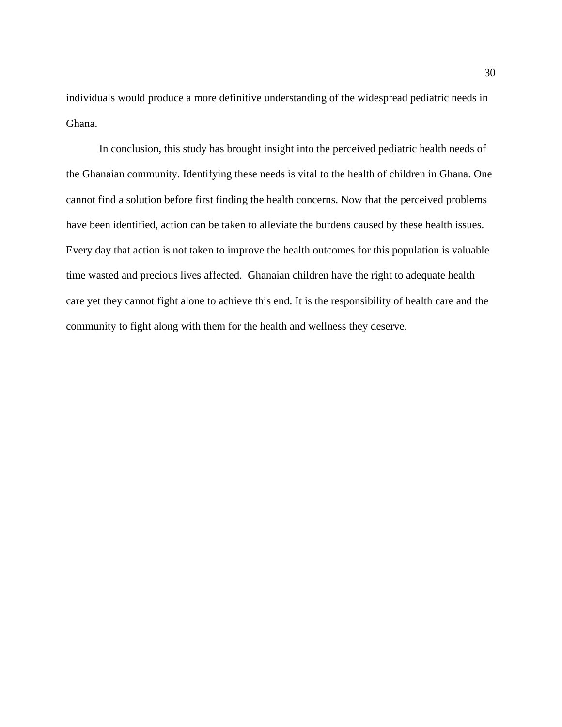individuals would produce a more definitive understanding of the widespread pediatric needs in Ghana.

In conclusion, this study has brought insight into the perceived pediatric health needs of the Ghanaian community. Identifying these needs is vital to the health of children in Ghana. One cannot find a solution before first finding the health concerns. Now that the perceived problems have been identified, action can be taken to alleviate the burdens caused by these health issues. Every day that action is not taken to improve the health outcomes for this population is valuable time wasted and precious lives affected.  Ghanaian children have the right to adequate health care yet they cannot fight alone to achieve this end. It is the responsibility of health care and the community to fight along with them for the health and wellness they deserve.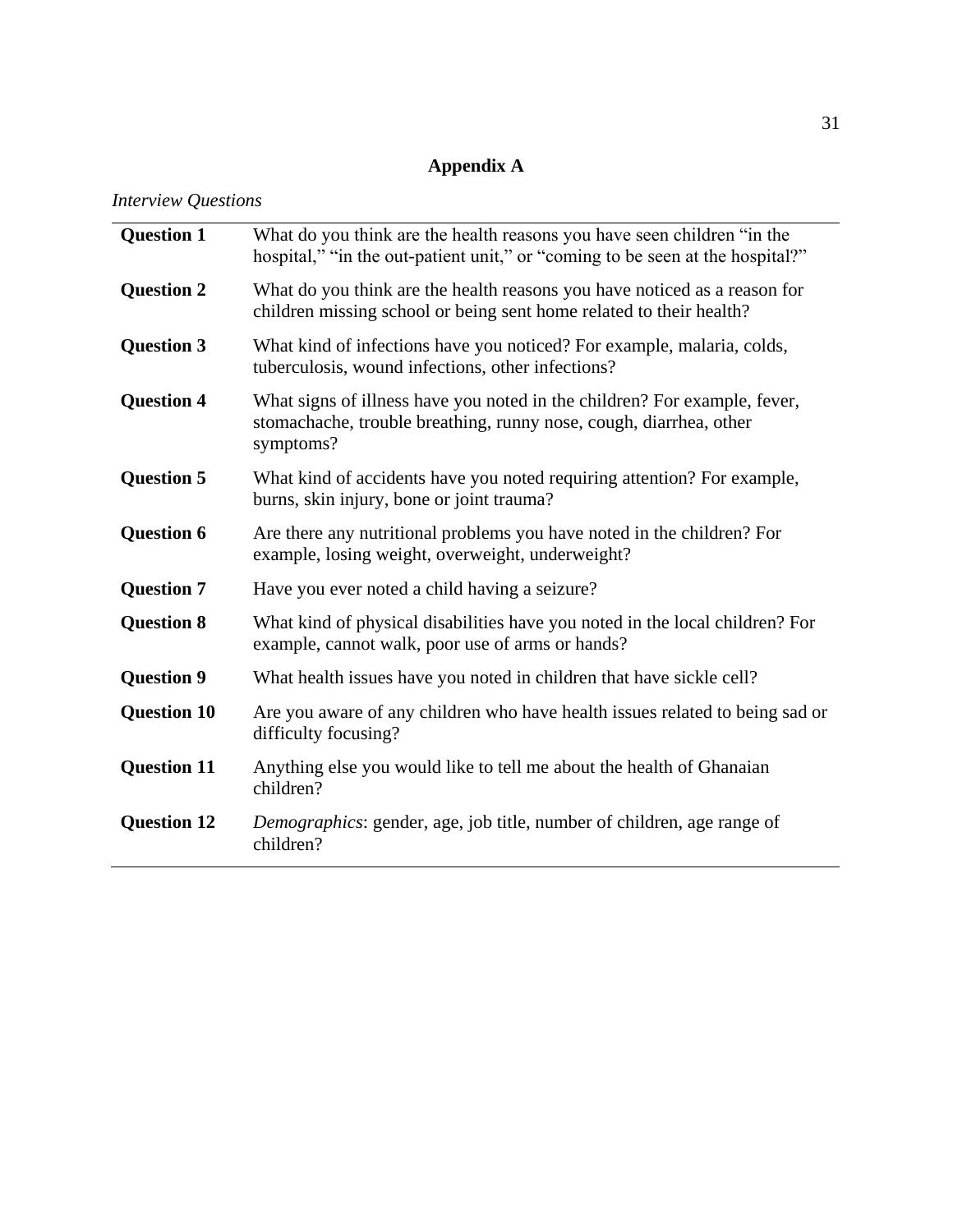# Appendix A

*Interview Questions*

| | |
|---|---|
| **Question 1** | What do you think are the health reasons you have seen children "in the hospital," "in the out-patient unit," or "coming to be seen at the hospital?" |
| **Question 2** | What do you think are the health reasons you have noticed as a reason for children missing school or being sent home related to their health? |
| **Question 3** | What kind of infections have you noticed? For example, malaria, colds, tuberculosis, wound infections, other infections? |
| **Question 4** | What signs of illness have you noted in the children? For example, fever, stomachache, trouble breathing, runny nose, cough, diarrhea, other symptoms? |
| **Question 5** | What kind of accidents have you noted requiring attention? For example, burns, skin injury, bone or joint trauma? |
| **Question 6** | Are there any nutritional problems you have noted in the children? For example, losing weight, overweight, underweight? |
| **Question 7** | Have you ever noted a child having a seizure? |
| **Question 8** | What kind of physical disabilities have you noted in the local children? For example, cannot walk, poor use of arms or hands? |
| **Question 9** | What health issues have you noted in children that have sickle cell? |
| **Question 10** | Are you aware of any children who have health issues related to being sad or difficulty focusing? |
| **Question 11** | Anything else you would like to tell me about the health of Ghanaian children? |
| **Question 12** | *Demographics*: gender, age, job title, number of children, age range of children? |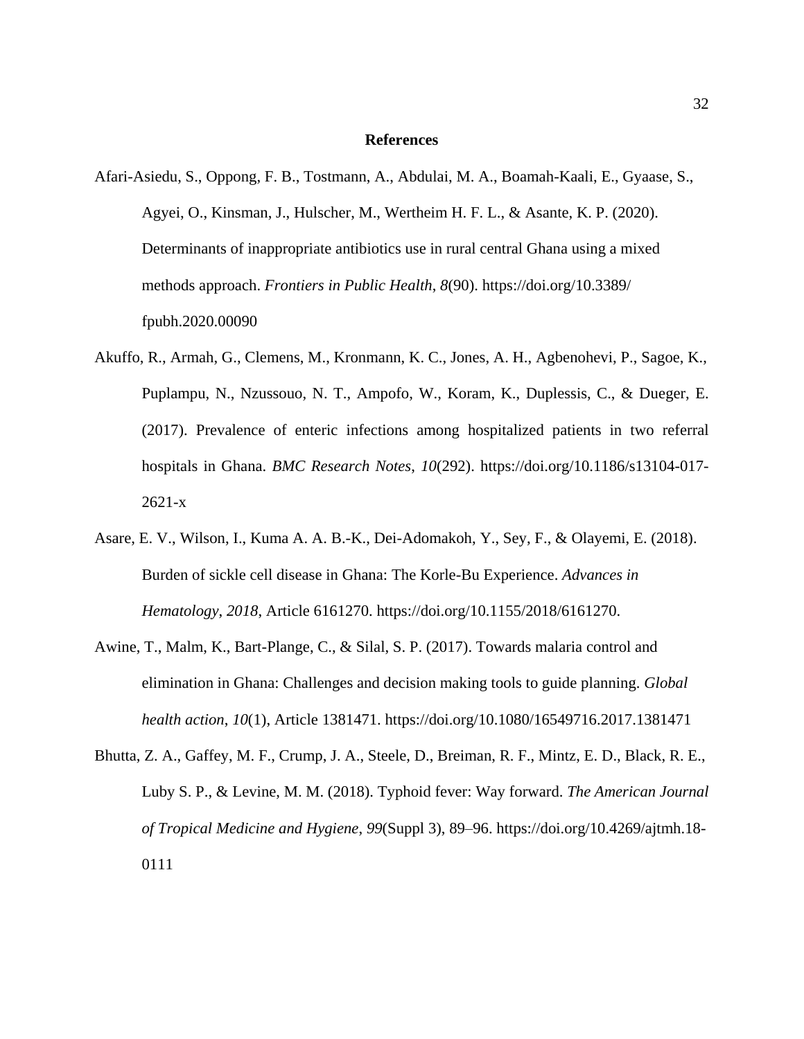# References

Afari-Asiedu, S., Oppong, F. B., Tostmann, A., Abdulai, M. A., Boamah-Kaali, E., Gyaase, S., Agyei, O., Kinsman, J., Hulscher, M., Wertheim H. F. L., & Asante, K. P. (2020). Determinants of inappropriate antibiotics use in rural central Ghana using a mixed methods approach. *Frontiers in Public Health*, *8*(90). https://doi.org/10.3389/fpubh.2020.00090

Akuffo, R., Armah, G., Clemens, M., Kronmann, K. C., Jones, A. H., Agbenohevi, P., Sagoe, K., Puplampu, N., Nzussouo, N. T., Ampofo, W., Koram, K., Duplessis, C., & Dueger, E. (2017). Prevalence of enteric infections among hospitalized patients in two referral hospitals in Ghana. *BMC Research Notes*, *10*(292). https://doi.org/10.1186/s13104-017-2621-x

Asare, E. V., Wilson, I., Kuma A. A. B.-K., Dei-Adomakoh, Y., Sey, F., & Olayemi, E. (2018). Burden of sickle cell disease in Ghana: The Korle-Bu Experience. *Advances in Hematology*, *2018*, Article 6161270. https://doi.org/10.1155/2018/6161270.

Awine, T., Malm, K., Bart-Plange, C., & Silal, S. P. (2017). Towards malaria control and elimination in Ghana: Challenges and decision making tools to guide planning. *Global health action*, *10*(1), Article 1381471. https://doi.org/10.1080/16549716.2017.1381471

Bhutta, Z. A., Gaffey, M. F., Crump, J. A., Steele, D., Breiman, R. F., Mintz, E. D., Black, R. E., Luby S. P., & Levine, M. M. (2018). Typhoid fever: Way forward. *The American Journal of Tropical Medicine and Hygiene*, *99*(Suppl 3), 89–96. https://doi.org/10.4269/ajtmh.18-0111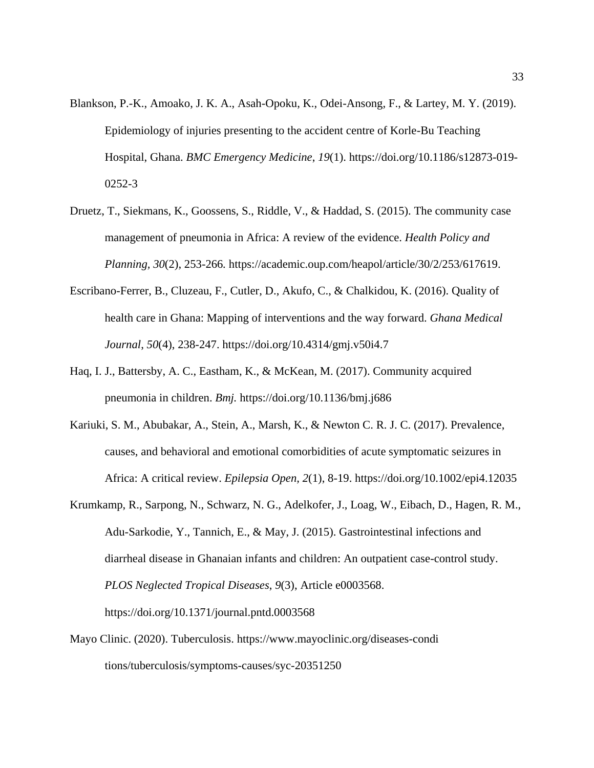Blankson, P.-K., Amoako, J. K. A., Asah-Opoku, K., Odei-Ansong, F., & Lartey, M. Y. (2019). Epidemiology of injuries presenting to the accident centre of Korle-Bu Teaching Hospital, Ghana. *BMC Emergency Medicine*, *19*(1). https://doi.org/10.1186/s12873-019-0252-3

Druetz, T., Siekmans, K., Goossens, S., Riddle, V., & Haddad, S. (2015). The community case management of pneumonia in Africa: A review of the evidence. *Health Policy and Planning*, *30*(2), 253-266. https://academic.oup.com/heapol/article/30/2/253/617619.

Escribano-Ferrer, B., Cluzeau, F., Cutler, D., Akufo, C., & Chalkidou, K. (2016). Quality of health care in Ghana: Mapping of interventions and the way forward. *Ghana Medical Journal*, *50*(4), 238-247. https://doi.org/10.4314/gmj.v50i4.7

Haq, I. J., Battersby, A. C., Eastham, K., & McKean, M. (2017). Community acquired pneumonia in children. *Bmj.* https://doi.org/10.1136/bmj.j686

Kariuki, S. M., Abubakar, A., Stein, A., Marsh, K., & Newton C. R. J. C. (2017). Prevalence, causes, and behavioral and emotional comorbidities of acute symptomatic seizures in Africa: A critical review. *Epilepsia Open, 2*(1), 8-19. https://doi.org/10.1002/epi4.12035

Krumkamp, R., Sarpong, N., Schwarz, N. G., Adelkofer, J., Loag, W., Eibach, D., Hagen, R. M., Adu-Sarkodie, Y., Tannich, E., & May, J. (2015). Gastrointestinal infections and diarrheal disease in Ghanaian infants and children: An outpatient case-control study. *PLOS Neglected Tropical Diseases*, *9*(3), Article e0003568. https://doi.org/10.1371/journal.pntd.0003568

Mayo Clinic. (2020). Tuberculosis. https://www.mayoclinic.org/diseases-condi tions/tuberculosis/symptoms-causes/syc-20351250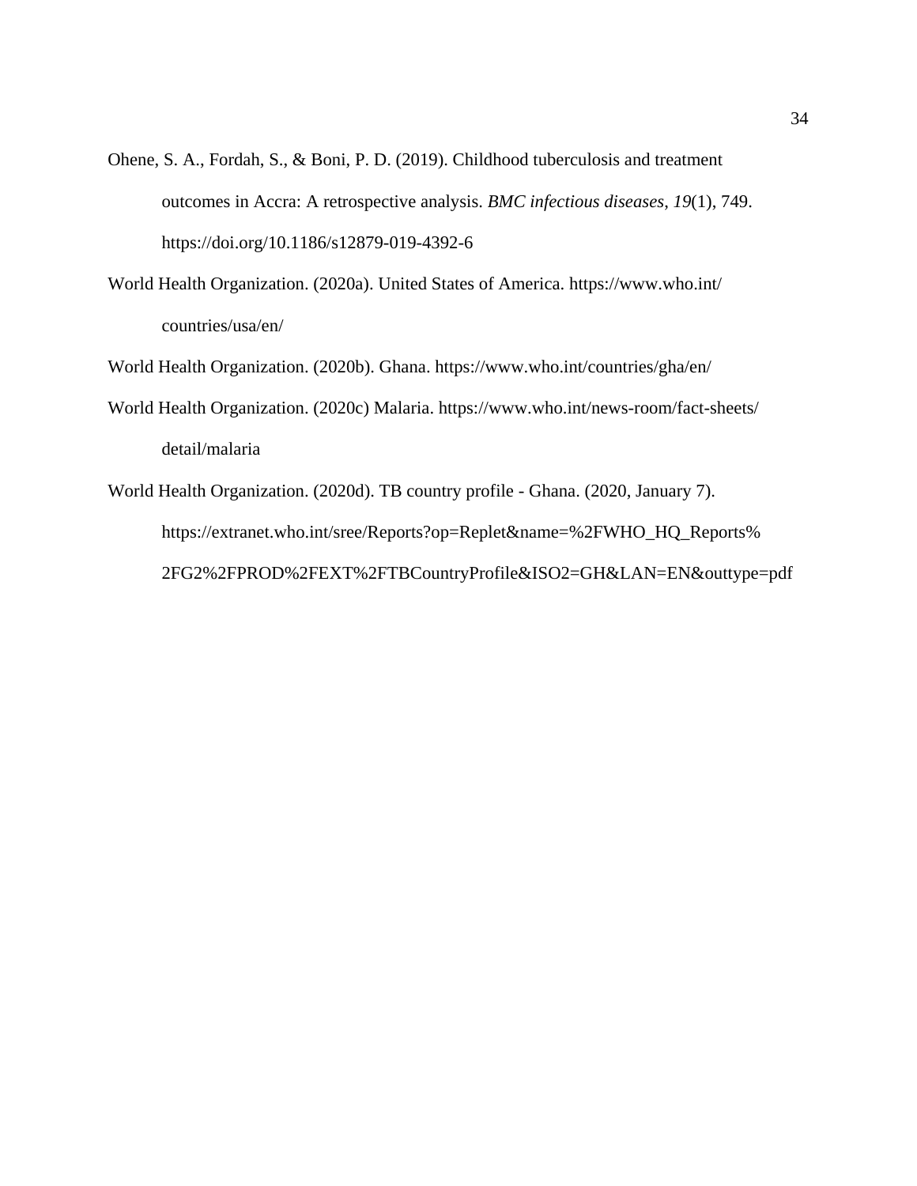Ohene, S. A., Fordah, S., & Boni, P. D. (2019). Childhood tuberculosis and treatment outcomes in Accra: A retrospective analysis. *BMC infectious diseases*, *19*(1), 749. https://doi.org/10.1186/s12879-019-4392-6

World Health Organization. (2020a). United States of America. https://www.who.int/countries/usa/en/

World Health Organization. (2020b). Ghana. https://www.who.int/countries/gha/en/

World Health Organization. (2020c) Malaria. https://www.who.int/news-room/fact-sheets/detail/malaria

World Health Organization. (2020d). TB country profile - Ghana. (2020, January 7). https://extranet.who.int/sree/Reports?op=Replet&name=%2FWHO_HQ_Reports%2FG2%2FPROD%2FEXT%2FTBCountryProfile&ISO2=GH&LAN=EN&outtype=pdf